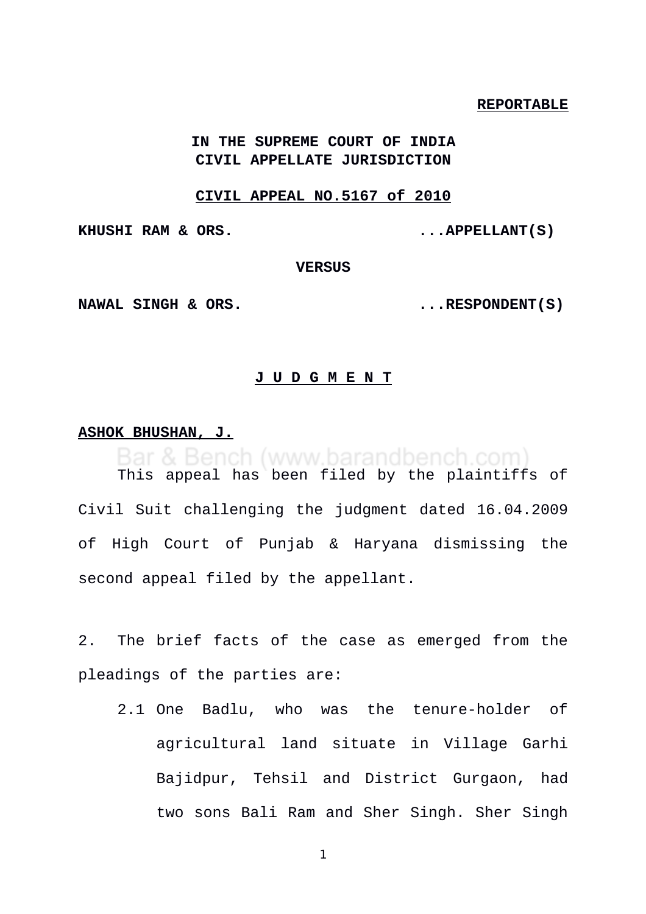**REPORTABLE**

**IN THE SUPREME COURT OF INDIA**
**CIVIL APPELLATE JURISDICTION**

**CIVIL APPEAL NO.5167 of 2010**

**KHUSHI RAM & ORS. ...APPELLANT(S)**

**VERSUS**

**NAWAL SINGH & ORS. ...RESPONDENT(S)**

**J U D G M E N T**

**ASHOK BHUSHAN, J.**

This appeal has been filed by the plaintiffs of Civil Suit challenging the judgment dated 16.04.2009 of High Court of Punjab & Haryana dismissing the second appeal filed by the appellant.

2. The brief facts of the case as emerged from the pleadings of the parties are:

2.1 One Badlu, who was the tenure-holder of agricultural land situate in Village Garhi Bajidpur, Tehsil and District Gurgaon, had two sons Bali Ram and Sher Singh. Sher Singh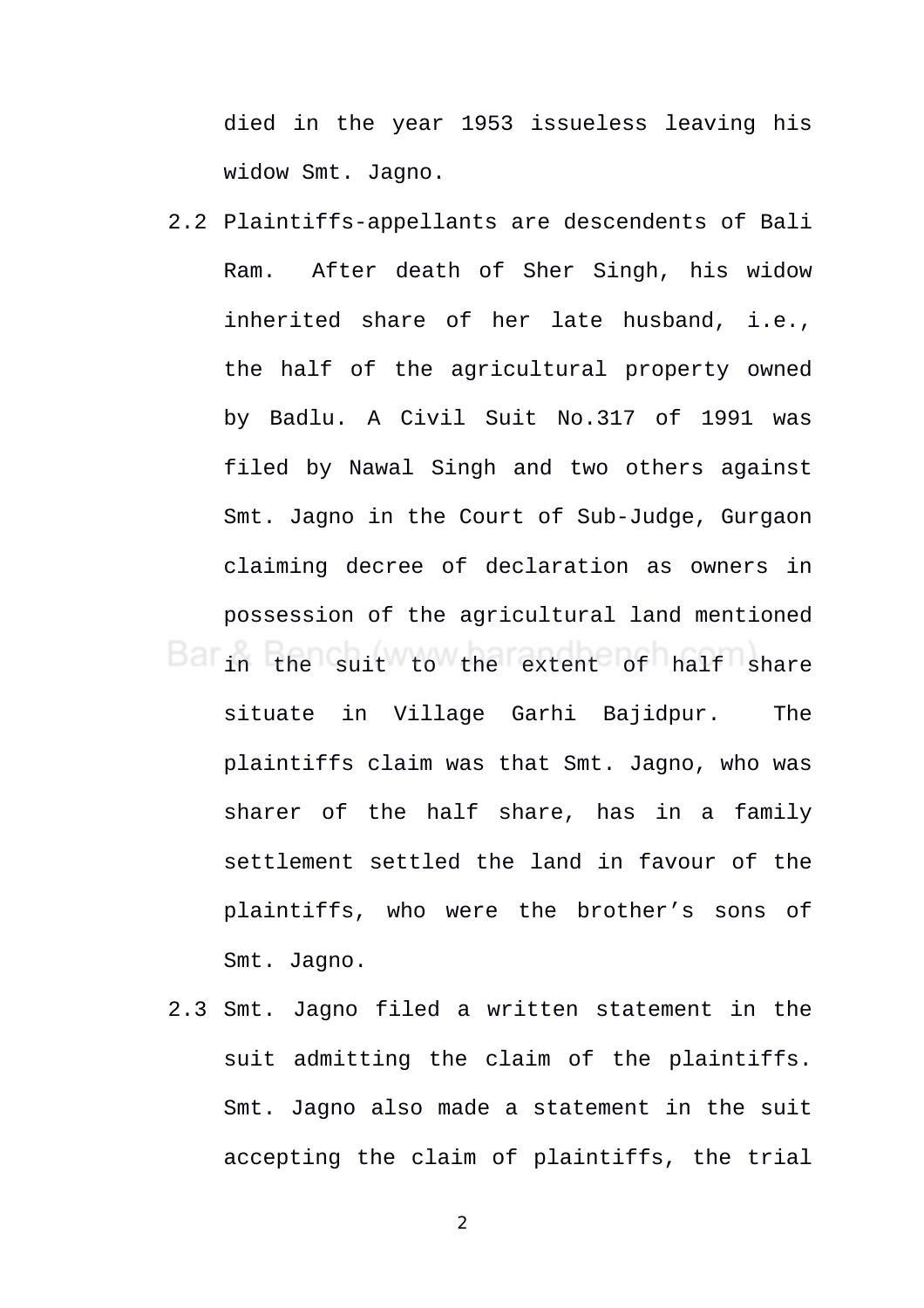died in the year 1953 issueless leaving his widow Smt. Jagno.

2.2 Plaintiffs-appellants are descendents of Bali Ram. After death of Sher Singh, his widow inherited share of her late husband, i.e., the half of the agricultural property owned by Badlu. A Civil Suit No.317 of 1991 was filed by Nawal Singh and two others against Smt. Jagno in the Court of Sub-Judge, Gurgaon claiming decree of declaration as owners in possession of the agricultural land mentioned in the suit to the extent of half share situate in Village Garhi Bajidpur. The plaintiffs claim was that Smt. Jagno, who was sharer of the half share, has in a family settlement settled the land in favour of the plaintiffs, who were the brother's sons of Smt. Jagno.

2.3 Smt. Jagno filed a written statement in the suit admitting the claim of the plaintiffs. Smt. Jagno also made a statement in the suit accepting the claim of plaintiffs, the trial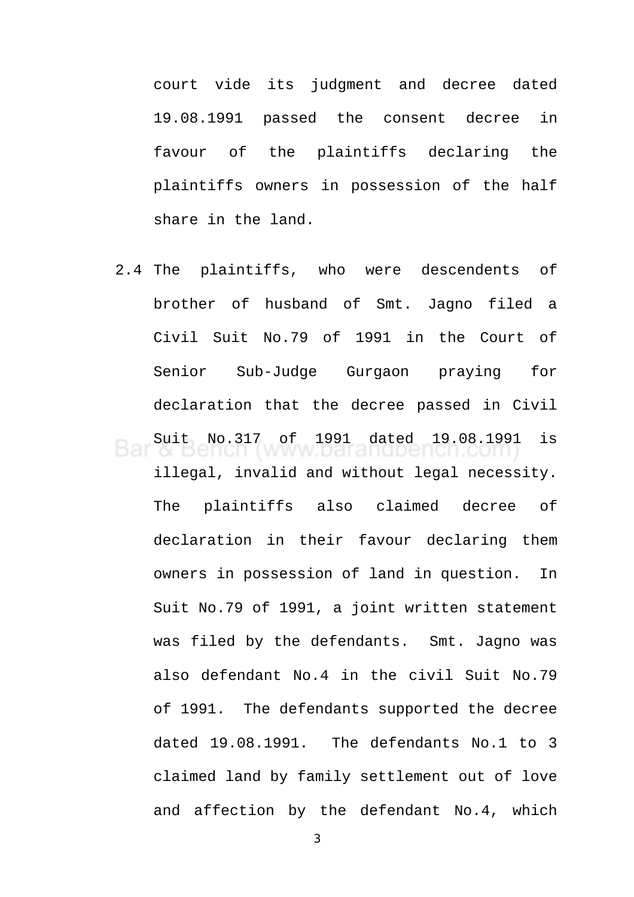court vide its judgment and decree dated 19.08.1991 passed the consent decree in favour of the plaintiffs declaring the plaintiffs owners in possession of the half share in the land.

2.4 The plaintiffs, who were descendents of brother of husband of Smt. Jagno filed a Civil Suit No.79 of 1991 in the Court of Senior Sub-Judge Gurgaon praying for declaration that the decree passed in Civil Suit No.317 of 1991 dated 19.08.1991 is illegal, invalid and without legal necessity. The plaintiffs also claimed decree of declaration in their favour declaring them owners in possession of land in question. In Suit No.79 of 1991, a joint written statement was filed by the defendants. Smt. Jagno was also defendant No.4 in the civil Suit No.79 of 1991. The defendants supported the decree dated 19.08.1991. The defendants No.1 to 3 claimed land by family settlement out of love and affection by the defendant No.4, which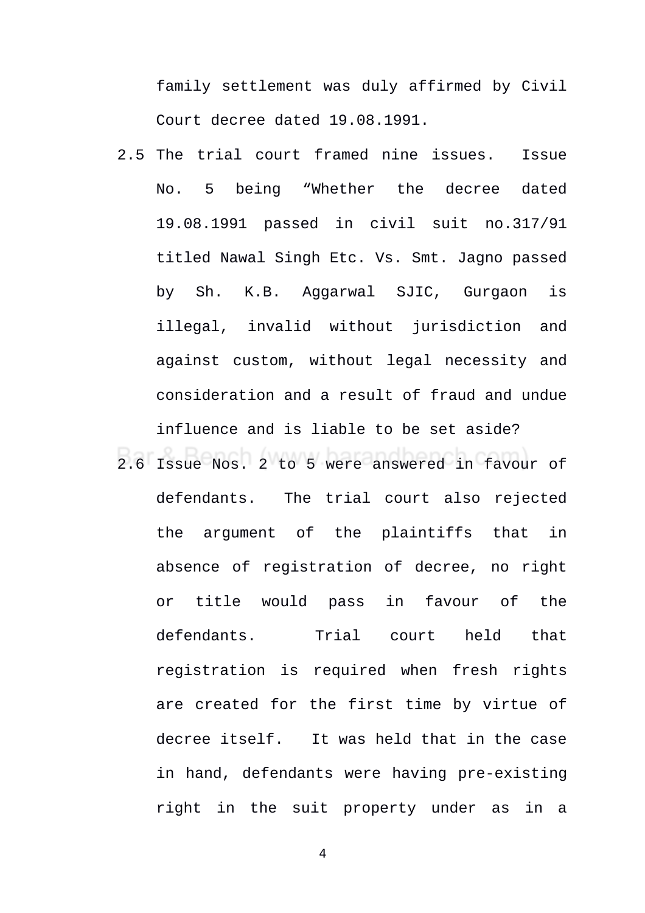family settlement was duly affirmed by Civil Court decree dated 19.08.1991.

2.5 The trial court framed nine issues. Issue No. 5 being "Whether the decree dated 19.08.1991 passed in civil suit no.317/91 titled Nawal Singh Etc. Vs. Smt. Jagno passed by Sh. K.B. Aggarwal SJIC, Gurgaon is illegal, invalid without jurisdiction and against custom, without legal necessity and consideration and a result of fraud and undue influence and is liable to be set aside?

2.6 Issue Nos. 2 to 5 were answered in favour of defendants. The trial court also rejected the argument of the plaintiffs that in absence of registration of decree, no right or title would pass in favour of the defendants. Trial court held that registration is required when fresh rights are created for the first time by virtue of decree itself. It was held that in the case in hand, defendants were having pre-existing right in the suit property under as in a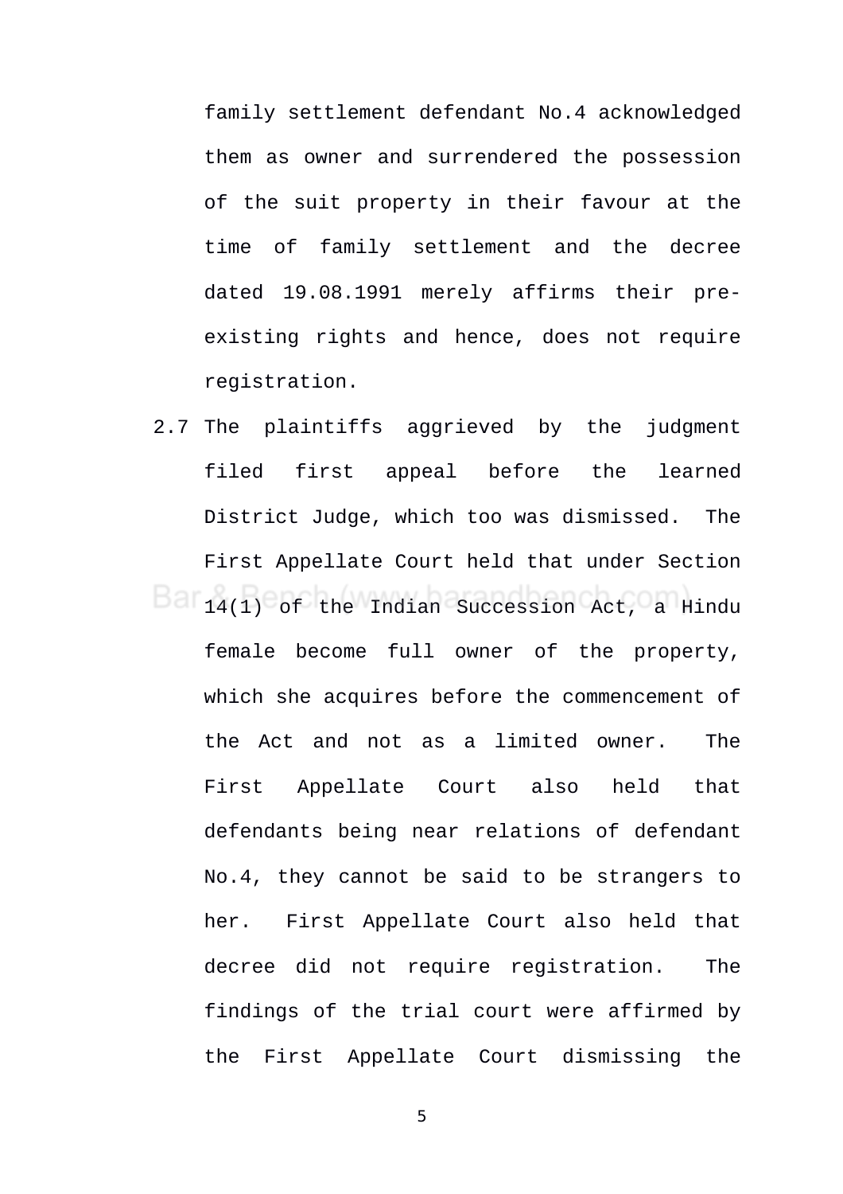family settlement defendant No.4 acknowledged them as owner and surrendered the possession of the suit property in their favour at the time of family settlement and the decree dated 19.08.1991 merely affirms their pre-existing rights and hence, does not require registration.

2.7 The plaintiffs aggrieved by the judgment filed first appeal before the learned District Judge, which too was dismissed. The First Appellate Court held that under Section 14(1) of the Indian Succession Act, a Hindu female become full owner of the property, which she acquires before the commencement of the Act and not as a limited owner. The First Appellate Court also held that defendants being near relations of defendant No.4, they cannot be said to be strangers to her. First Appellate Court also held that decree did not require registration. The findings of the trial court were affirmed by the First Appellate Court dismissing the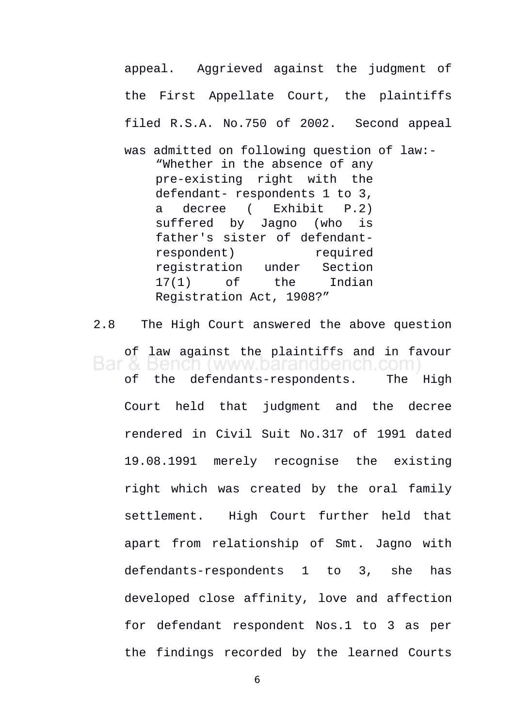appeal. Aggrieved against the judgment of the First Appellate Court, the plaintiffs filed R.S.A. No.750 of 2002. Second appeal was admitted on following question of law:-

> "Whether in the absence of any pre-existing right with the defendant- respondents 1 to 3, a decree ( Exhibit P.2) suffered by Jagno (who is father's sister of defendant-respondent) required registration under Section 17(1) of the Indian Registration Act, 1908?"

2.8 The High Court answered the above question of law against the plaintiffs and in favour of the defendants-respondents. The High Court held that judgment and the decree rendered in Civil Suit No.317 of 1991 dated 19.08.1991 merely recognise the existing right which was created by the oral family settlement. High Court further held that apart from relationship of Smt. Jagno with defendants-respondents 1 to 3, she has developed close affinity, love and affection for defendant respondent Nos.1 to 3 as per the findings recorded by the learned Courts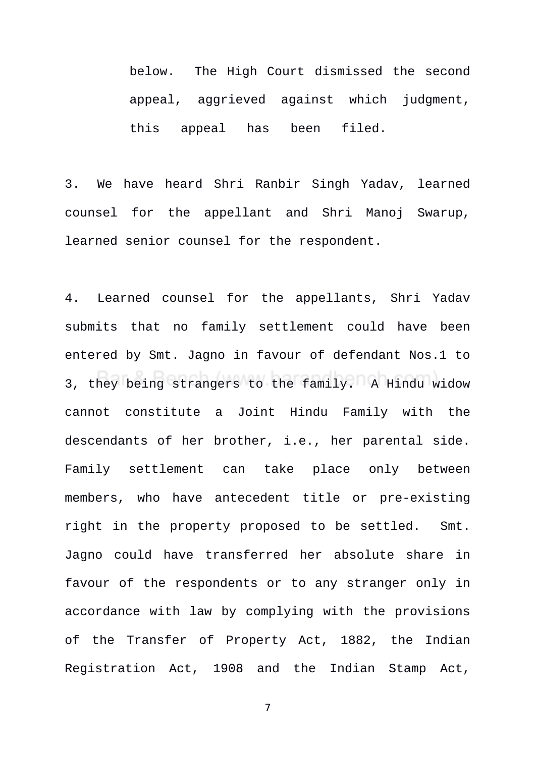below. The High Court dismissed the second appeal, aggrieved against which judgment, this appeal has been filed.

3. We have heard Shri Ranbir Singh Yadav, learned counsel for the appellant and Shri Manoj Swarup, learned senior counsel for the respondent.

4. Learned counsel for the appellants, Shri Yadav submits that no family settlement could have been entered by Smt. Jagno in favour of defendant Nos.1 to 3, they being strangers to the family. A Hindu widow cannot constitute a Joint Hindu Family with the descendants of her brother, i.e., her parental side. Family settlement can take place only between members, who have antecedent title or pre-existing right in the property proposed to be settled. Smt. Jagno could have transferred her absolute share in favour of the respondents or to any stranger only in accordance with law by complying with the provisions of the Transfer of Property Act, 1882, the Indian Registration Act, 1908 and the Indian Stamp Act,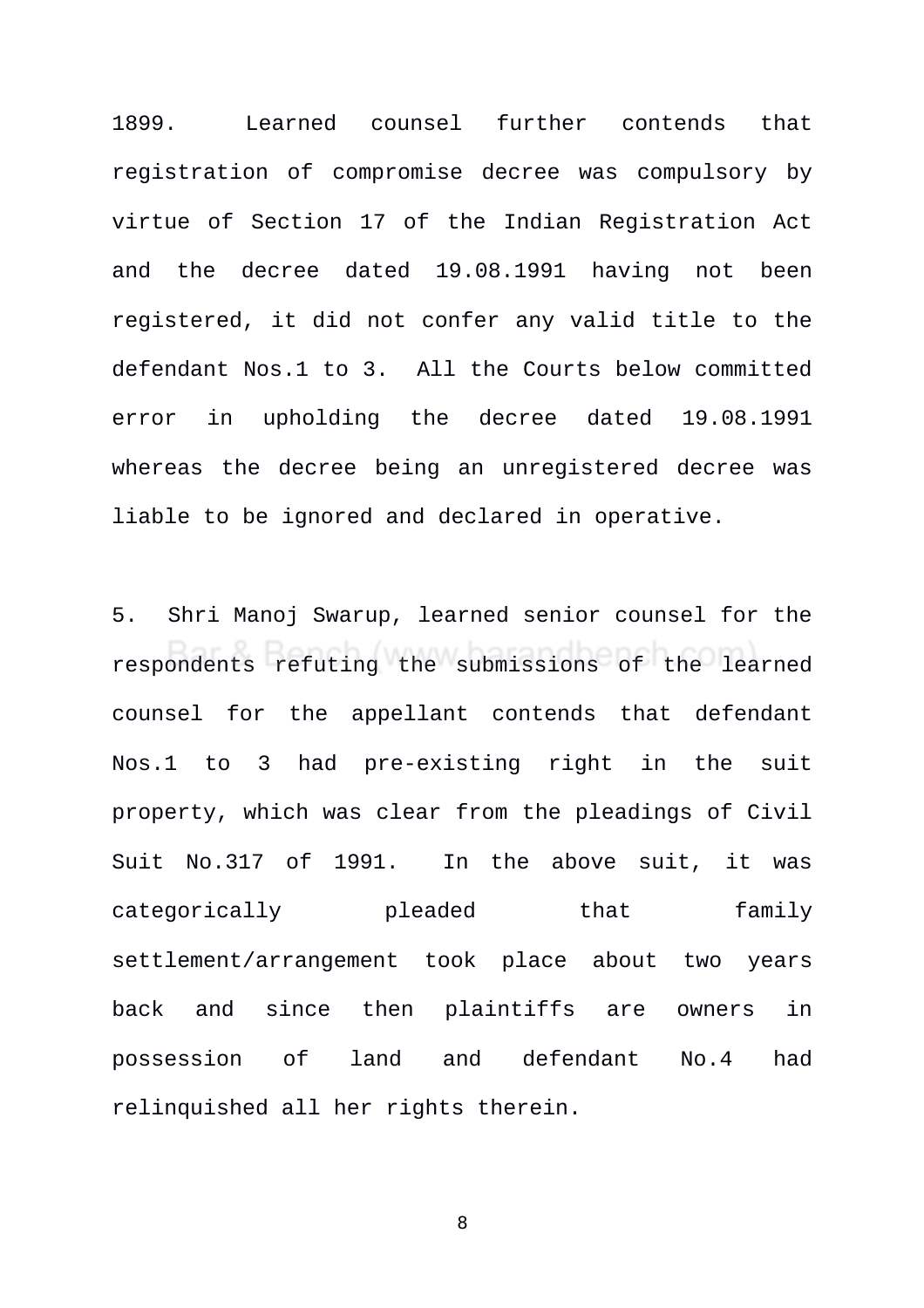1899. Learned counsel further contends that registration of compromise decree was compulsory by virtue of Section 17 of the Indian Registration Act and the decree dated 19.08.1991 having not been registered, it did not confer any valid title to the defendant Nos.1 to 3. All the Courts below committed error in upholding the decree dated 19.08.1991 whereas the decree being an unregistered decree was liable to be ignored and declared in operative.

5. Shri Manoj Swarup, learned senior counsel for the respondents refuting the submissions of the learned counsel for the appellant contends that defendant Nos.1 to 3 had pre-existing right in the suit property, which was clear from the pleadings of Civil Suit No.317 of 1991. In the above suit, it was categorically pleaded that family settlement/arrangement took place about two years back and since then plaintiffs are owners in possession of land and defendant No.4 had relinquished all her rights therein.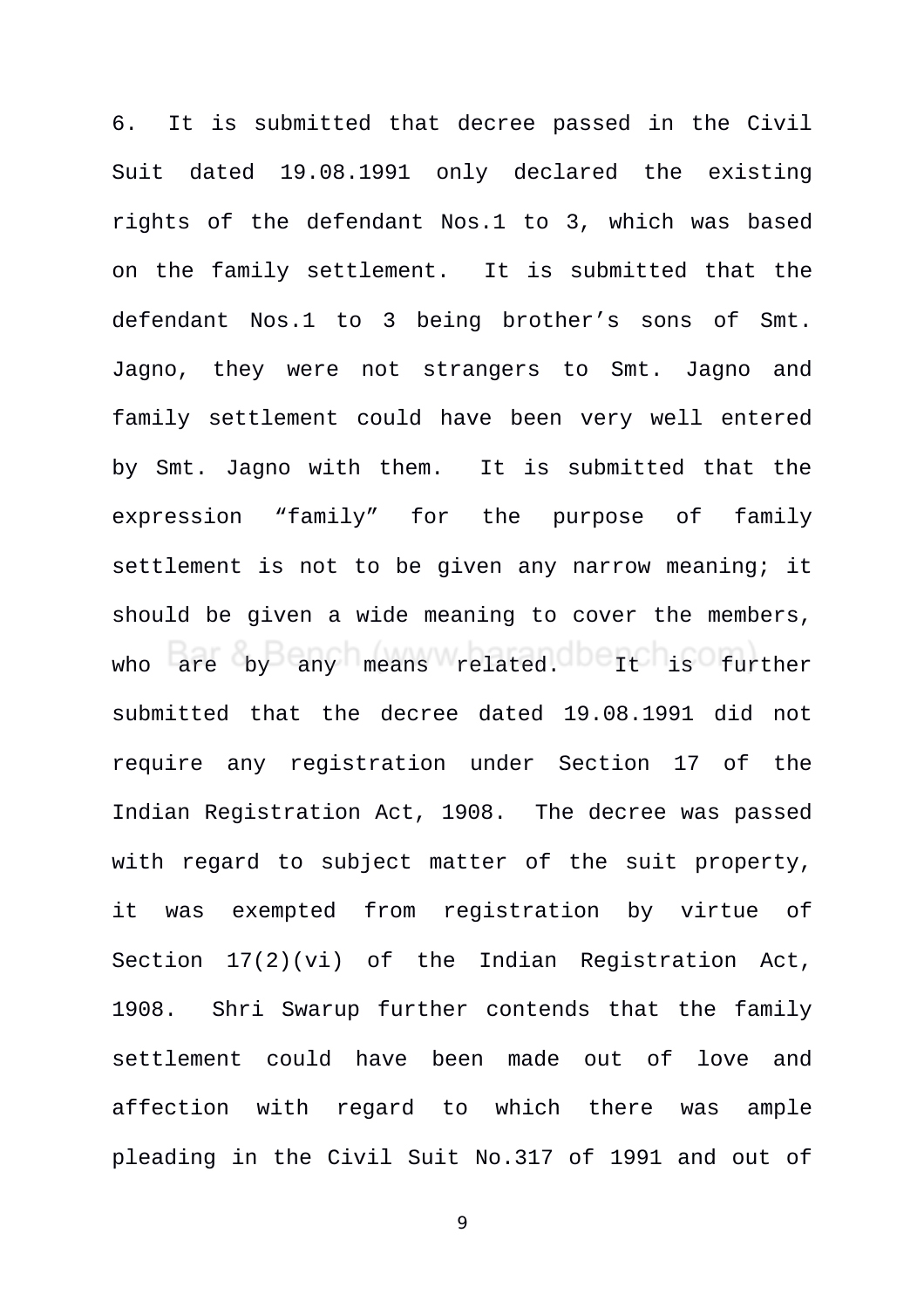6. It is submitted that decree passed in the Civil Suit dated 19.08.1991 only declared the existing rights of the defendant Nos.1 to 3, which was based on the family settlement. It is submitted that the defendant Nos.1 to 3 being brother's sons of Smt. Jagno, they were not strangers to Smt. Jagno and family settlement could have been very well entered by Smt. Jagno with them. It is submitted that the expression "family" for the purpose of family settlement is not to be given any narrow meaning; it should be given a wide meaning to cover the members, who are by any means related. It is further submitted that the decree dated 19.08.1991 did not require any registration under Section 17 of the Indian Registration Act, 1908. The decree was passed with regard to subject matter of the suit property, it was exempted from registration by virtue of Section 17(2)(vi) of the Indian Registration Act, 1908. Shri Swarup further contends that the family settlement could have been made out of love and affection with regard to which there was ample pleading in the Civil Suit No.317 of 1991 and out of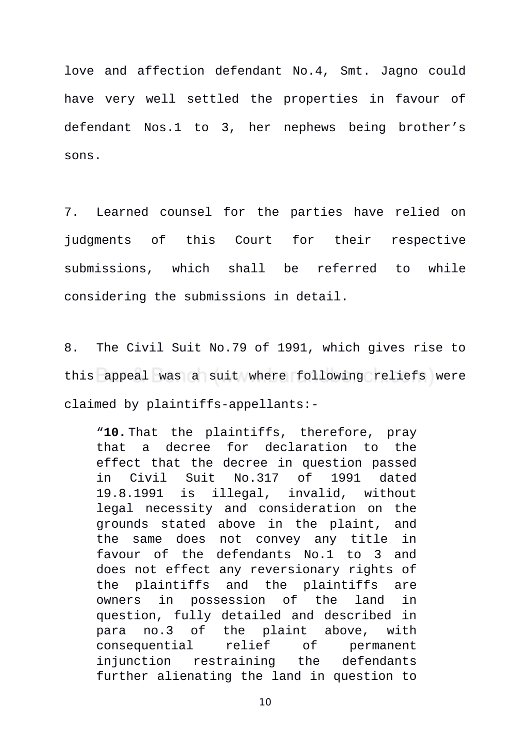love and affection defendant No.4, Smt. Jagno could have very well settled the properties in favour of defendant Nos.1 to 3, her nephews being brother's sons.

7. Learned counsel for the parties have relied on judgments of this Court for their respective submissions, which shall be referred to while considering the submissions in detail.

8. The Civil Suit No.79 of 1991, which gives rise to this appeal was a suit where following reliefs were claimed by plaintiffs-appellants:-

> "**10.** That the plaintiffs, therefore, pray that a decree for declaration to the effect that the decree in question passed in Civil Suit No.317 of 1991 dated 19.8.1991 is illegal, invalid, without legal necessity and consideration on the grounds stated above in the plaint, and the same does not convey any title in favour of the defendants No.1 to 3 and does not effect any reversionary rights of the plaintiffs and the plaintiffs are owners in possession of the land in question, fully detailed and described in para no.3 of the plaint above, with consequential relief of permanent injunction restraining the defendants further alienating the land in question to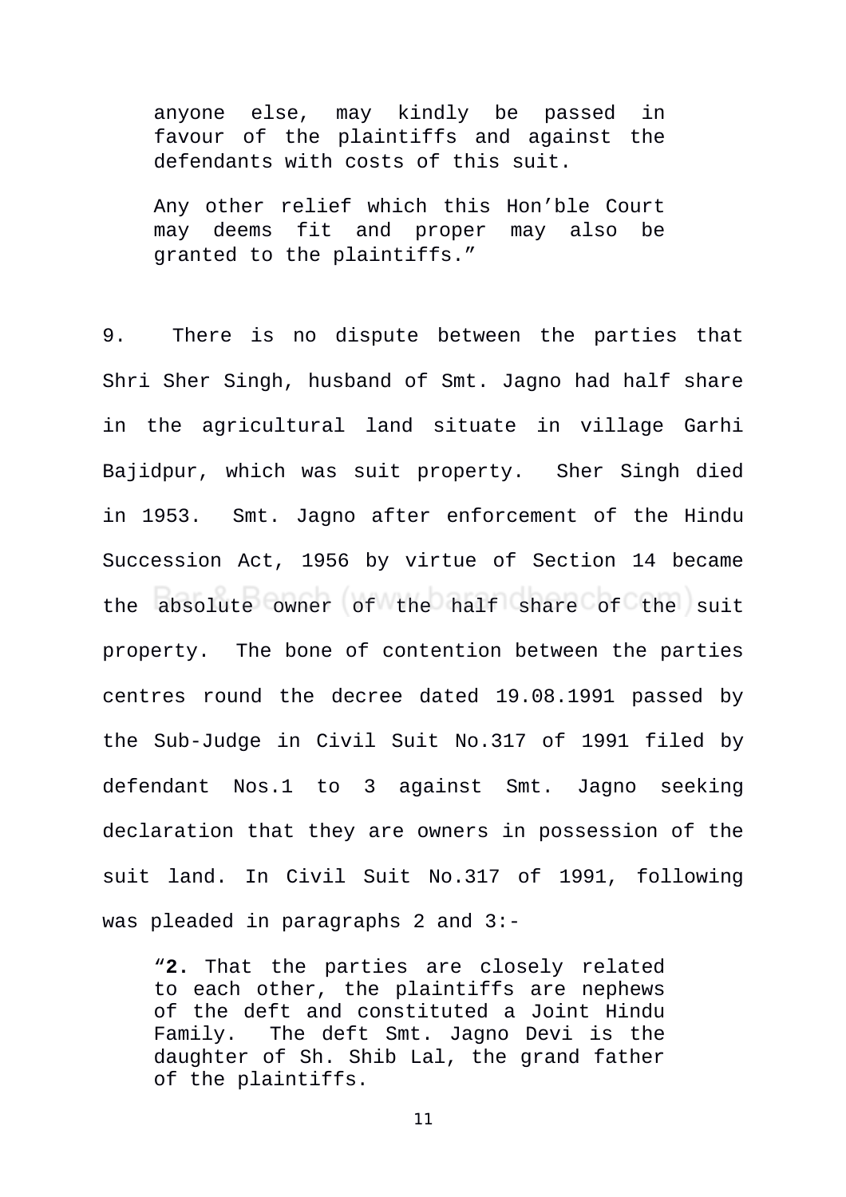> anyone else, may kindly be passed in favour of the plaintiffs and against the defendants with costs of this suit.
>
> Any other relief which this Hon'ble Court may deems fit and proper may also be granted to the plaintiffs."

9. There is no dispute between the parties that Shri Sher Singh, husband of Smt. Jagno had half share in the agricultural land situate in village Garhi Bajidpur, which was suit property. Sher Singh died in 1953. Smt. Jagno after enforcement of the Hindu Succession Act, 1956 by virtue of Section 14 became the absolute owner of the half share of the suit property. The bone of contention between the parties centres round the decree dated 19.08.1991 passed by the Sub-Judge in Civil Suit No.317 of 1991 filed by defendant Nos.1 to 3 against Smt. Jagno seeking declaration that they are owners in possession of the suit land. In Civil Suit No.317 of 1991, following was pleaded in paragraphs 2 and 3:-

> "**2.** That the parties are closely related to each other, the plaintiffs are nephews of the deft and constituted a Joint Hindu Family. The deft Smt. Jagno Devi is the daughter of Sh. Shib Lal, the grand father of the plaintiffs.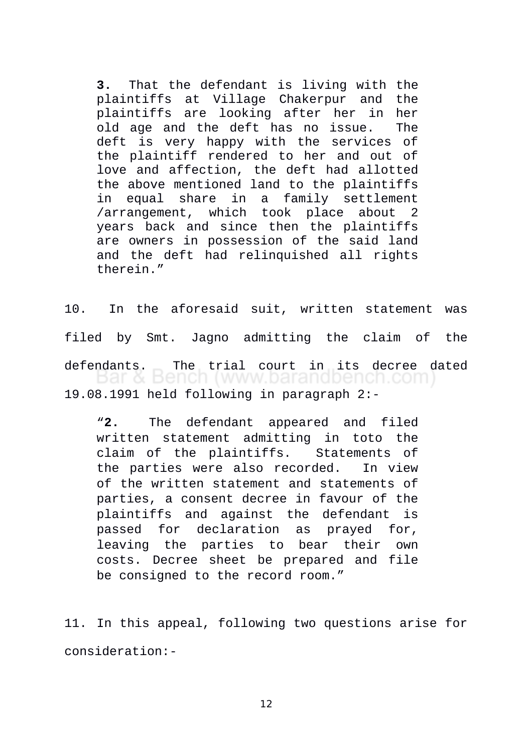> **3.** That the defendant is living with the plaintiffs at Village Chakerpur and the plaintiffs are looking after her in her old age and the deft has no issue. The deft is very happy with the services of the plaintiff rendered to her and out of love and affection, the deft had allotted the above mentioned land to the plaintiffs in equal share in a family settlement /arrangement, which took place about 2 years back and since then the plaintiffs are owners in possession of the said land and the deft had relinquished all rights therein."

10. In the aforesaid suit, written statement was filed by Smt. Jagno admitting the claim of the defendants. The trial court in its decree dated 19.08.1991 held following in paragraph 2:-

> "**2.** The defendant appeared and filed written statement admitting in toto the claim of the plaintiffs. Statements of the parties were also recorded. In view of the written statement and statements of parties, a consent decree in favour of the plaintiffs and against the defendant is passed for declaration as prayed for, leaving the parties to bear their own costs. Decree sheet be prepared and file be consigned to the record room."

11. In this appeal, following two questions arise for consideration:-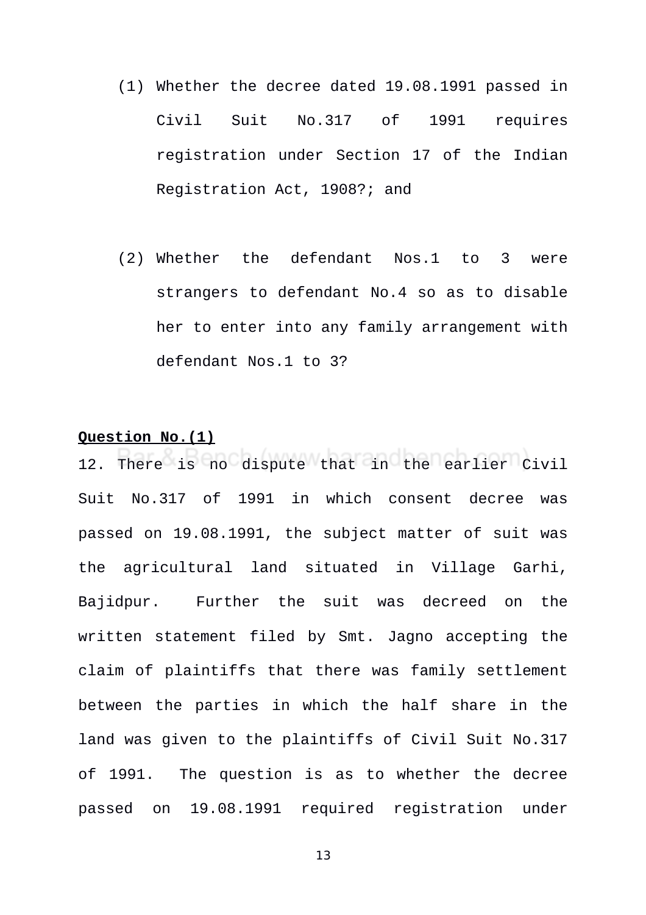(1) Whether the decree dated 19.08.1991 passed in Civil Suit No.317 of 1991 requires registration under Section 17 of the Indian Registration Act, 1908?; and

(2) Whether the defendant Nos.1 to 3 were strangers to defendant No.4 so as to disable her to enter into any family arrangement with defendant Nos.1 to 3?

**Question No.(1)**

12. There is no dispute that in the earlier Civil Suit No.317 of 1991 in which consent decree was passed on 19.08.1991, the subject matter of suit was the agricultural land situated in Village Garhi, Bajidpur. Further the suit was decreed on the written statement filed by Smt. Jagno accepting the claim of plaintiffs that there was family settlement between the parties in which the half share in the land was given to the plaintiffs of Civil Suit No.317 of 1991. The question is as to whether the decree passed on 19.08.1991 required registration under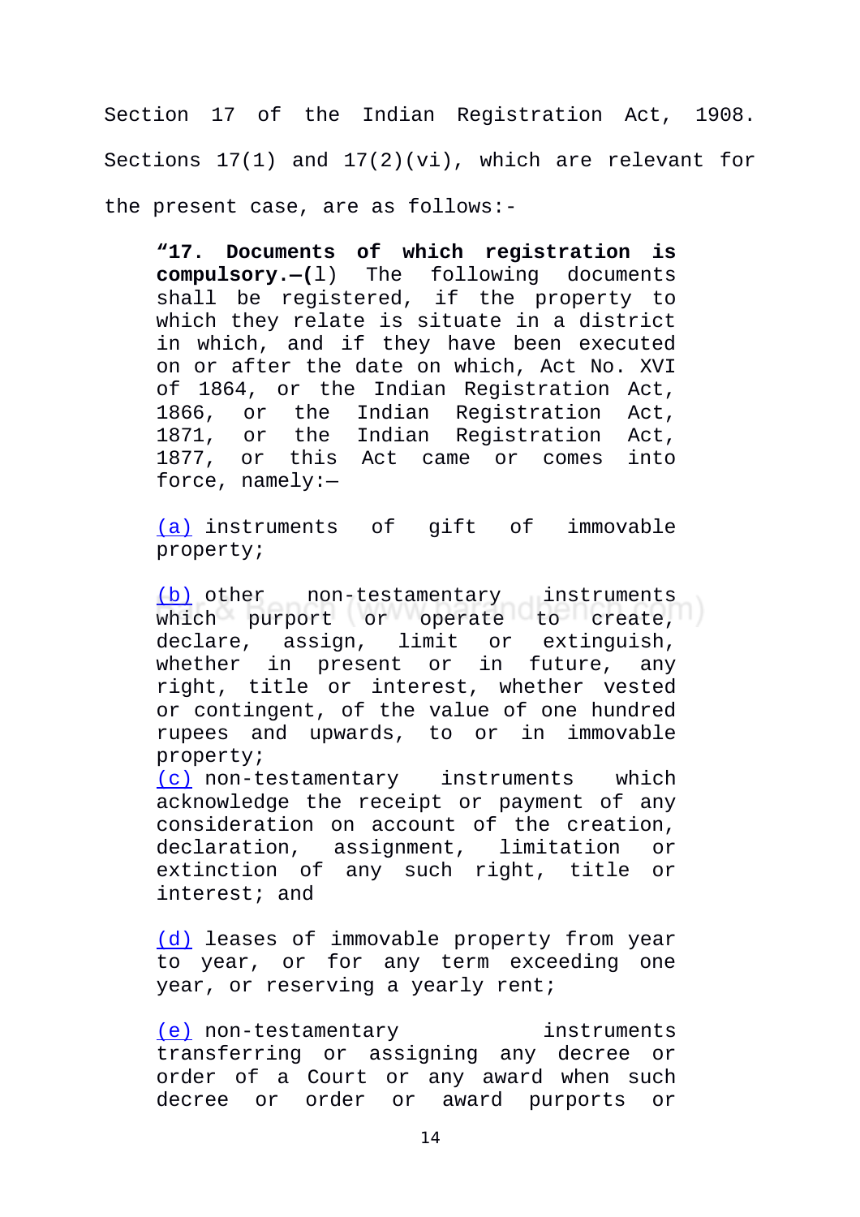Section 17 of the Indian Registration Act, 1908. Sections 17(1) and 17(2)(vi), which are relevant for the present case, are as follows:-

> "**17. Documents of which registration is compulsory.—(**l) The following documents shall be registered, if the property to which they relate is situate in a district in which, and if they have been executed on or after the date on which, Act No. XVI of 1864, or the Indian Registration Act, 1866, or the Indian Registration Act, 1871, or the Indian Registration Act, 1877, or this Act came or comes into force, namely:—
>
> (a) instruments of gift of immovable property;
>
> (b) other non-testamentary instruments which purport or operate to create, declare, assign, limit or extinguish, whether in present or in future, any right, title or interest, whether vested or contingent, of the value of one hundred rupees and upwards, to or in immovable property;
>
> (c) non-testamentary instruments which acknowledge the receipt or payment of any consideration on account of the creation, declaration, assignment, limitation or extinction of any such right, title or interest; and
>
> (d) leases of immovable property from year to year, or for any term exceeding one year, or reserving a yearly rent;
>
> (e) non-testamentary instruments transferring or assigning any decree or order of a Court or any award when such decree or order or award purports or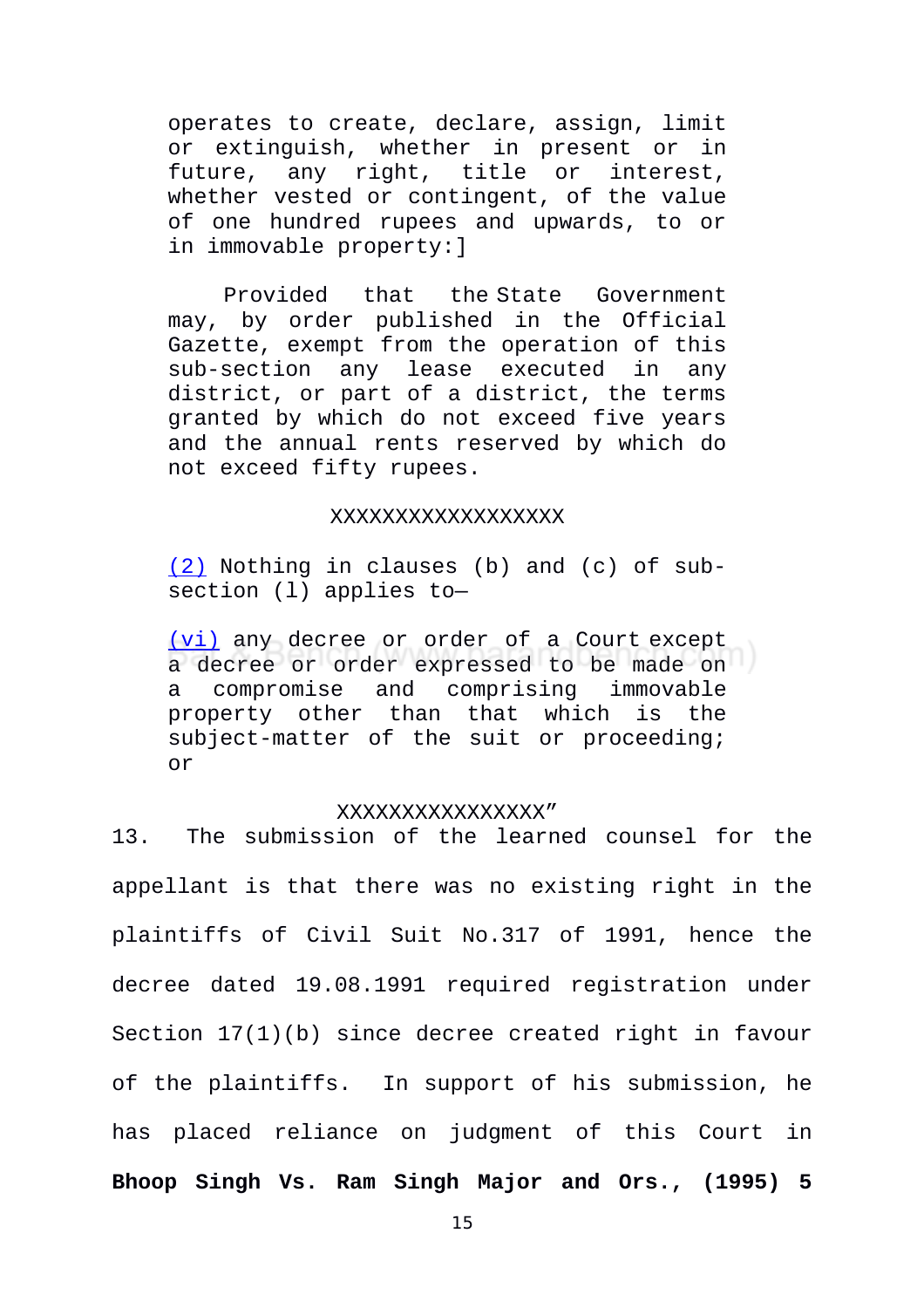operates to create, declare, assign, limit or extinguish, whether in present or in future, any right, title or interest, whether vested or contingent, of the value of one hundred rupees and upwards, to or in immovable property:]

Provided that the State Government may, by order published in the Official Gazette, exempt from the operation of this sub-section any lease executed in any district, or part of a district, the terms granted by which do not exceed five years and the annual rents reserved by which do not exceed fifty rupees.

XXXXXXXXXXXXXXXXXX

(2) Nothing in clauses (b) and (c) of sub-section (l) applies to—

(vi) any decree or order of a Court except a decree or order expressed to be made on a compromise and comprising immovable property other than that which is the subject-matter of the suit or proceeding; or

XXXXXXXXXXXXXXXX"

13. The submission of the learned counsel for the appellant is that there was no existing right in the plaintiffs of Civil Suit No.317 of 1991, hence the decree dated 19.08.1991 required registration under Section 17(1)(b) since decree created right in favour of the plaintiffs. In support of his submission, he has placed reliance on judgment of this Court in **Bhoop Singh Vs. Ram Singh Major and Ors., (1995) 5**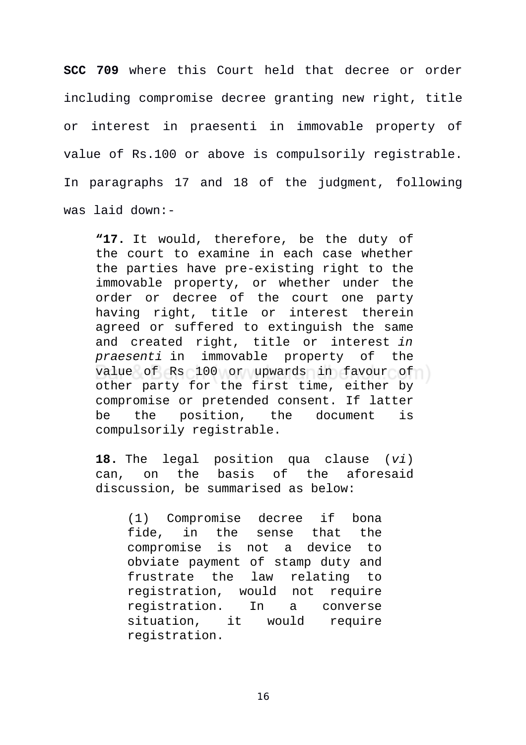**SCC 709** where this Court held that decree or order including compromise decree granting new right, title or interest in praesenti in immovable property of value of Rs.100 or above is compulsorily registrable. In paragraphs 17 and 18 of the judgment, following was laid down:-

> **"17.** It would, therefore, be the duty of the court to examine in each case whether the parties have pre-existing right to the immovable property, or whether under the order or decree of the court one party having right, title or interest therein agreed or suffered to extinguish the same and created right, title or interest *in praesenti* in immovable property of the value of Rs 100 or upwards in favour of other party for the first time, either by compromise or pretended consent. If latter be the position, the document is compulsorily registrable.
>
> **18.** The legal position qua clause (*vi*) can, on the basis of the aforesaid discussion, be summarised as below:
>
> > (1) Compromise decree if bona fide, in the sense that the compromise is not a device to obviate payment of stamp duty and frustrate the law relating to registration, would not require registration. In a converse situation, it would require registration.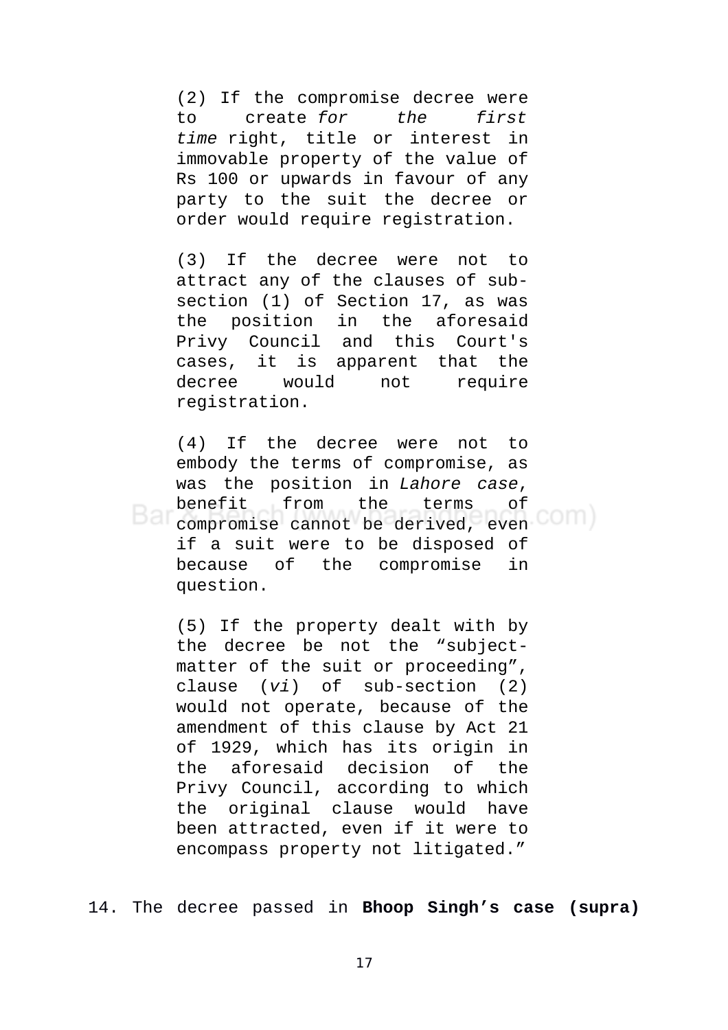> (2) If the compromise decree were to create *for the first time* right, title or interest in immovable property of the value of Rs 100 or upwards in favour of any party to the suit the decree or order would require registration.
>
> (3) If the decree were not to attract any of the clauses of sub-section (1) of Section 17, as was the position in the aforesaid Privy Council and this Court's cases, it is apparent that the decree would not require registration.
>
> (4) If the decree were not to embody the terms of compromise, as was the position in *Lahore case*, benefit from the terms of compromise cannot be derived, even if a suit were to be disposed of because of the compromise in question.
>
> (5) If the property dealt with by the decree be not the "subject-matter of the suit or proceeding", clause (*vi*) of sub-section (2) would not operate, because of the amendment of this clause by Act 21 of 1929, which has its origin in the aforesaid decision of the Privy Council, according to which the original clause would have been attracted, even if it were to encompass property not litigated."

14. The decree passed in **Bhoop Singh's case (supra)**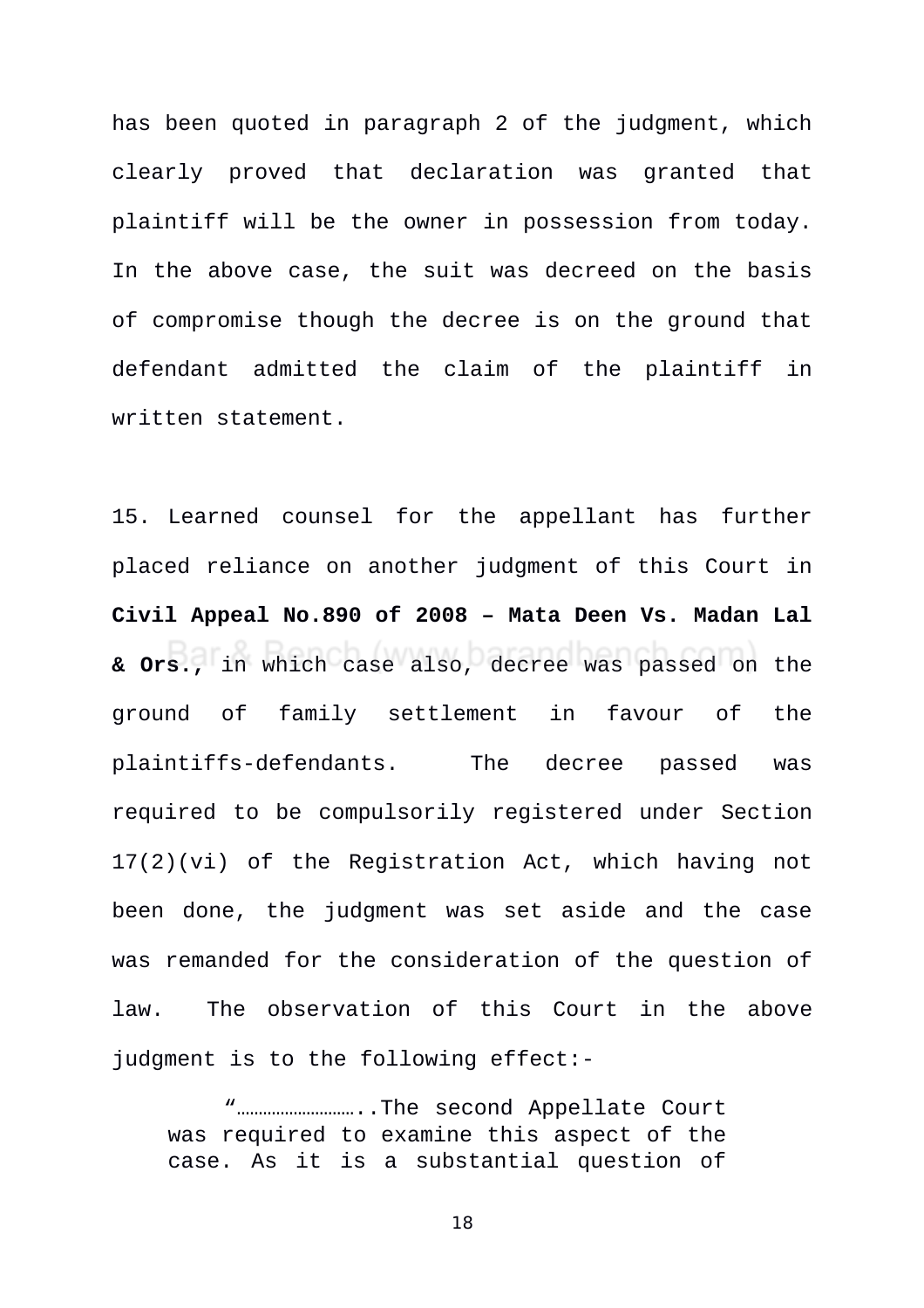has been quoted in paragraph 2 of the judgment, which clearly proved that declaration was granted that plaintiff will be the owner in possession from today. In the above case, the suit was decreed on the basis of compromise though the decree is on the ground that defendant admitted the claim of the plaintiff in written statement.

15. Learned counsel for the appellant has further placed reliance on another judgment of this Court in **Civil Appeal No.890 of 2008 – Mata Deen Vs. Madan Lal & Ors.**, in which case also, decree was passed on the ground of family settlement in favour of the plaintiffs-defendants. The decree passed was required to be compulsorily registered under Section 17(2)(vi) of the Registration Act, which having not been done, the judgment was set aside and the case was remanded for the consideration of the question of law. The observation of this Court in the above judgment is to the following effect:-

> "……………………..The second Appellate Court was required to examine this aspect of the case. As it is a substantial question of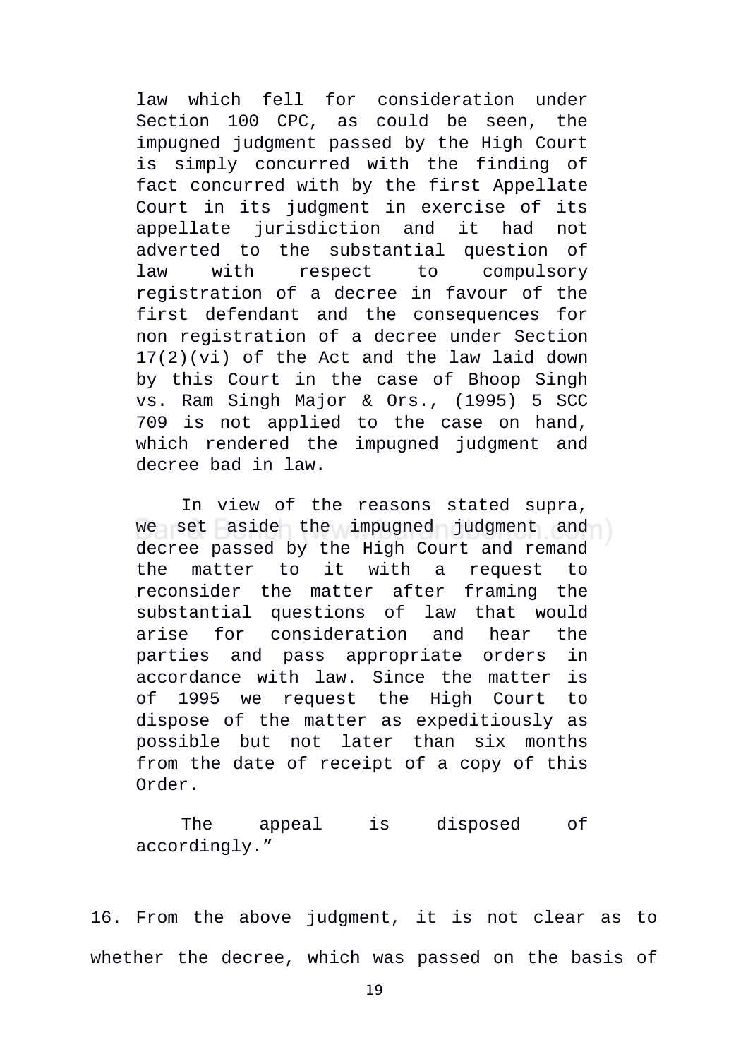> law which fell for consideration under Section 100 CPC, as could be seen, the impugned judgment passed by the High Court is simply concurred with the finding of fact concurred with by the first Appellate Court in its judgment in exercise of its appellate jurisdiction and it had not adverted to the substantial question of law with respect to compulsory registration of a decree in favour of the first defendant and the consequences for non registration of a decree under Section 17(2)(vi) of the Act and the law laid down by this Court in the case of Bhoop Singh vs. Ram Singh Major & Ors., (1995) 5 SCC 709 is not applied to the case on hand, which rendered the impugned judgment and decree bad in law.
>
> In view of the reasons stated supra, we set aside the impugned judgment and decree passed by the High Court and remand the matter to it with a request to reconsider the matter after framing the substantial questions of law that would arise for consideration and hear the parties and pass appropriate orders in accordance with law. Since the matter is of 1995 we request the High Court to dispose of the matter as expeditiously as possible but not later than six months from the date of receipt of a copy of this Order.
>
> The appeal is disposed of accordingly."

16. From the above judgment, it is not clear as to whether the decree, which was passed on the basis of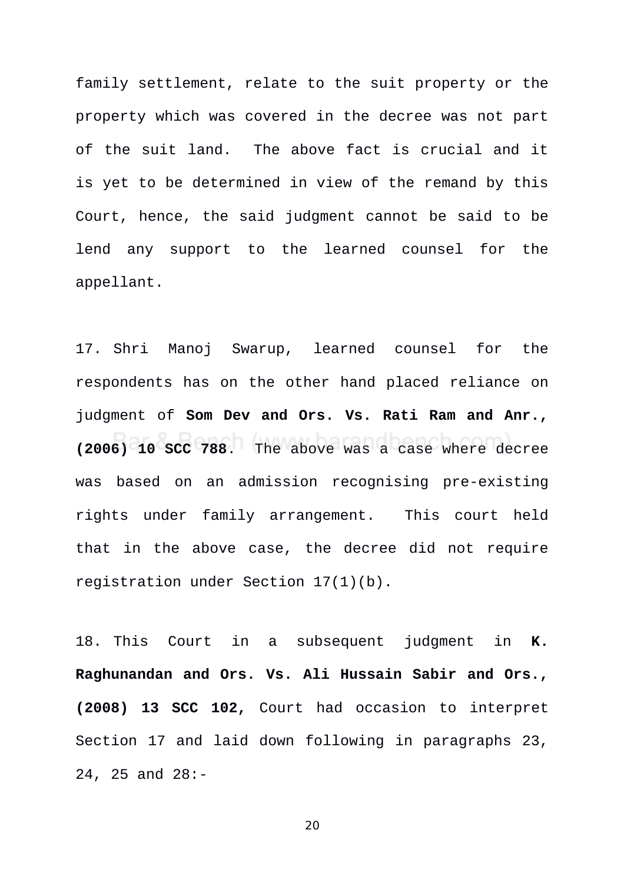family settlement, relate to the suit property or the property which was covered in the decree was not part of the suit land. The above fact is crucial and it is yet to be determined in view of the remand by this Court, hence, the said judgment cannot be said to be lend any support to the learned counsel for the appellant.

17. Shri Manoj Swarup, learned counsel for the respondents has on the other hand placed reliance on judgment of **Som Dev and Ors. Vs. Rati Ram and Anr., (2006) 10 SCC 788**. The above was a case where decree was based on an admission recognising pre-existing rights under family arrangement. This court held that in the above case, the decree did not require registration under Section 17(1)(b).

18. This Court in a subsequent judgment in **K. Raghunandan and Ors. Vs. Ali Hussain Sabir and Ors., (2008) 13 SCC 102**, Court had occasion to interpret Section 17 and laid down following in paragraphs 23, 24, 25 and 28:-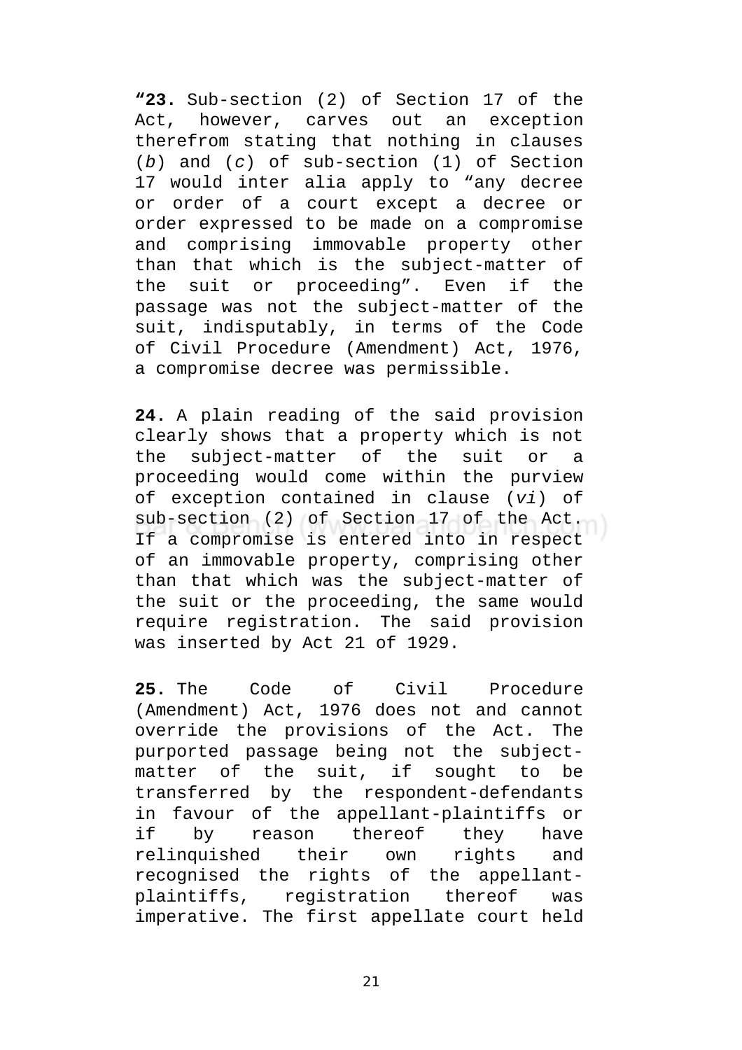**“23.** Sub-section (2) of Section 17 of the Act, however, carves out an exception therefrom stating that nothing in clauses (*b*) and (*c*) of sub-section (1) of Section 17 would inter alia apply to “any decree or order of a court except a decree or order expressed to be made on a compromise and comprising immovable property other than that which is the subject-matter of the suit or proceeding”. Even if the passage was not the subject-matter of the suit, indisputably, in terms of the Code of Civil Procedure (Amendment) Act, 1976, a compromise decree was permissible.

**24.** A plain reading of the said provision clearly shows that a property which is not the subject-matter of the suit or a proceeding would come within the purview of exception contained in clause (*vi*) of sub-section (2) of Section 17 of the Act. If a compromise is entered into in respect of an immovable property, comprising other than that which was the subject-matter of the suit or the proceeding, the same would require registration. The said provision was inserted by Act 21 of 1929.

**25.** The Code of Civil Procedure (Amendment) Act, 1976 does not and cannot override the provisions of the Act. The purported passage being not the subject-matter of the suit, if sought to be transferred by the respondent-defendants in favour of the appellant-plaintiffs or if by reason thereof they have relinquished their own rights and recognised the rights of the appellant-plaintiffs, registration thereof was imperative. The first appellate court held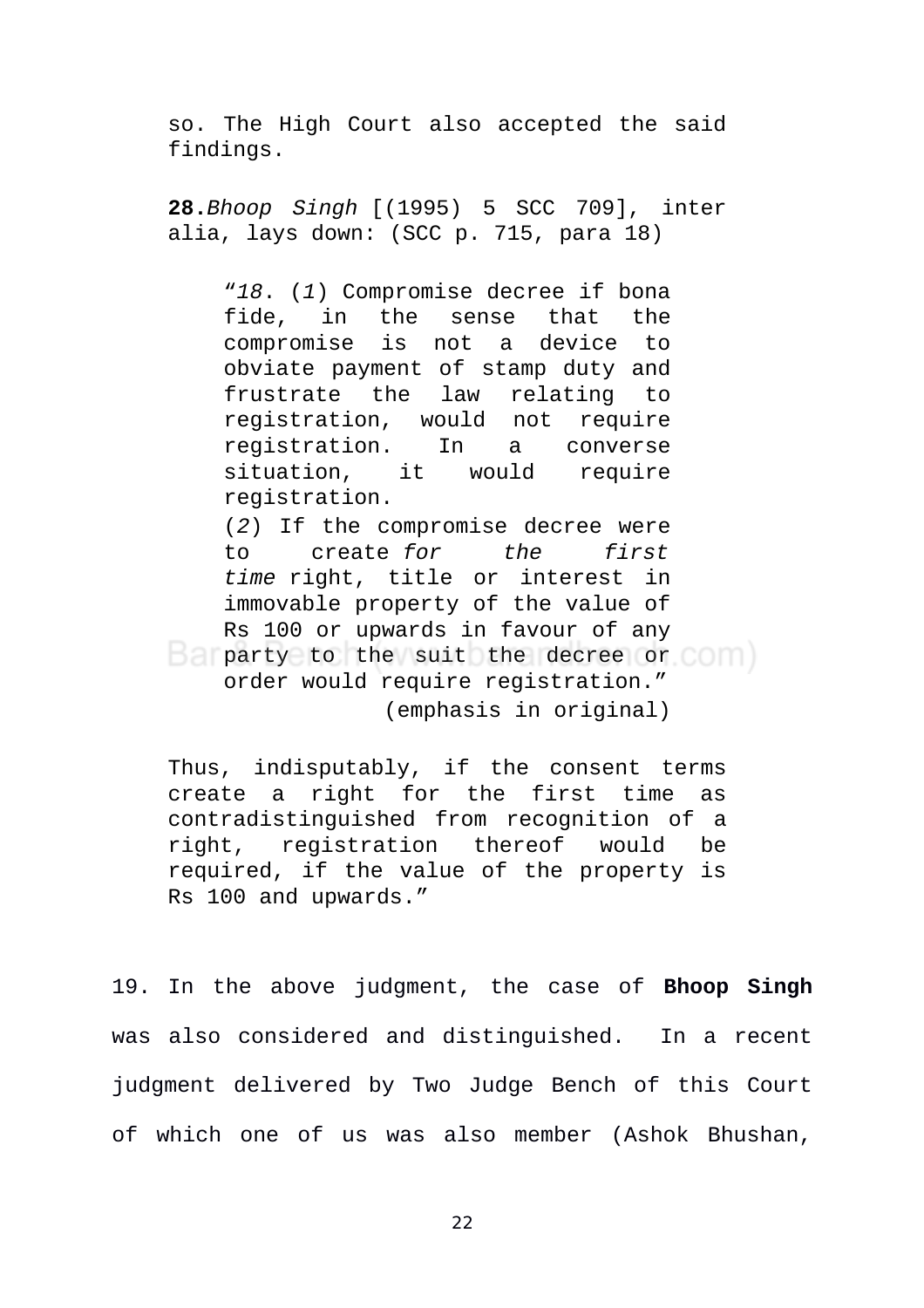so. The High Court also accepted the said findings.

**28.** *Bhoop Singh* [(1995) 5 SCC 709], inter alia, lays down: (SCC p. 715, para 18)

> "*18*. (*1*) Compromise decree if bona fide, in the sense that the compromise is not a device to obviate payment of stamp duty and frustrate the law relating to registration, would not require registration. In a converse situation, it would require registration.
>
> (*2*) If the compromise decree were to create *for the first time* right, title or interest in immovable property of the value of Rs 100 or upwards in favour of any party to the suit the decree or order would require registration."
>
> (emphasis in original)

Thus, indisputably, if the consent terms create a right for the first time as contradistinguished from recognition of a right, registration thereof would be required, if the value of the property is Rs 100 and upwards."

19. In the above judgment, the case of **Bhoop Singh** was also considered and distinguished. In a recent judgment delivered by Two Judge Bench of this Court of which one of us was also member (Ashok Bhushan,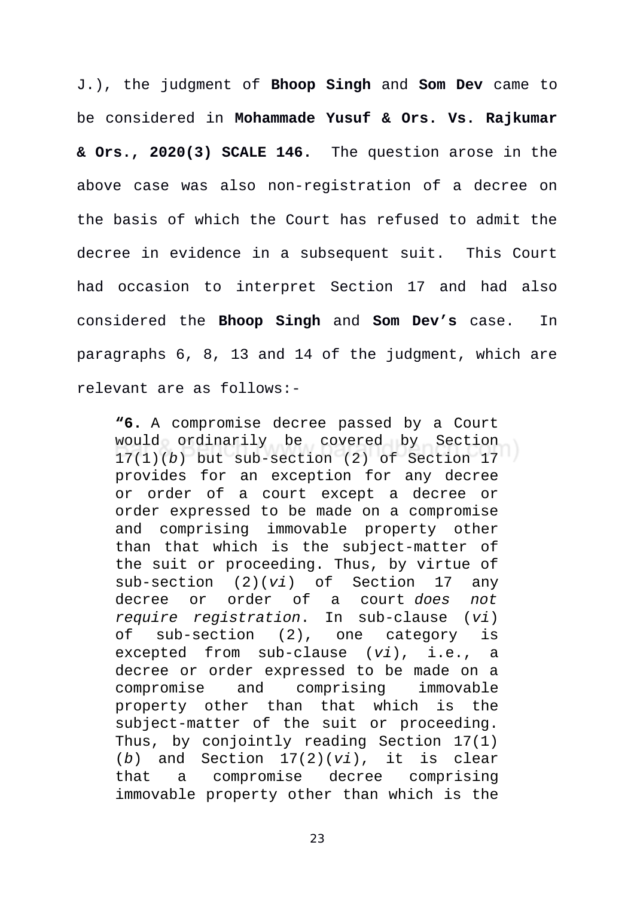J.), the judgment of **Bhoop Singh** and **Som Dev** came to be considered in **Mohammade Yusuf & Ors. Vs. Rajkumar & Ors., 2020(3) SCALE 146.** The question arose in the above case was also non-registration of a decree on the basis of which the Court has refused to admit the decree in evidence in a subsequent suit. This Court had occasion to interpret Section 17 and had also considered the **Bhoop Singh** and **Som Dev's** case. In paragraphs 6, 8, 13 and 14 of the judgment, which are relevant are as follows:-

> **"6.** A compromise decree passed by a Court would ordinarily be covered by Section 17(1)(*b*) but sub-section (2) of Section 17 provides for an exception for any decree or order of a court except a decree or order expressed to be made on a compromise and comprising immovable property other than that which is the subject-matter of the suit or proceeding. Thus, by virtue of sub-section (2)(*vi*) of Section 17 any decree or order of a court *does not require registration*. In sub-clause (*vi*) of sub-section (2), one category is excepted from sub-clause (*vi*), i.e., a decree or order expressed to be made on a compromise and comprising immovable property other than that which is the subject-matter of the suit or proceeding. Thus, by conjointly reading Section 17(1)(*b*) and Section 17(2)(*vi*), it is clear that a compromise decree comprising immovable property other than which is the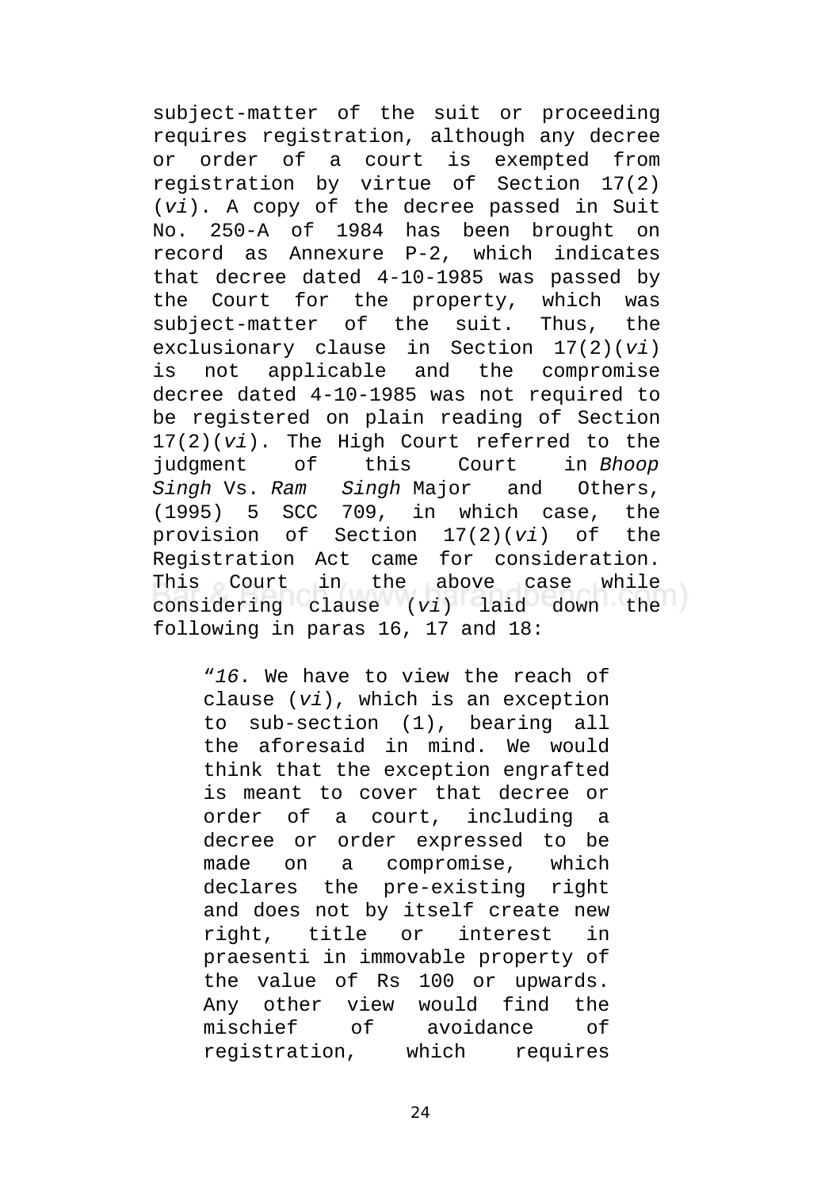subject-matter of the suit or proceeding requires registration, although any decree or order of a court is exempted from registration by virtue of Section 17(2)(*vi*). A copy of the decree passed in Suit No. 250-A of 1984 has been brought on record as Annexure P-2, which indicates that decree dated 4-10-1985 was passed by the Court for the property, which was subject-matter of the suit. Thus, the exclusionary clause in Section 17(2)(*vi*) is not applicable and the compromise decree dated 4-10-1985 was not required to be registered on plain reading of Section 17(2)(*vi*). The High Court referred to the judgment of this Court in *Bhoop Singh* Vs. *Ram Singh* Major and Others, (1995) 5 SCC 709, in which case, the provision of Section 17(2)(*vi*) of the Registration Act came for consideration. This Court in the above case while considering clause (*vi*) laid down the following in paras 16, 17 and 18:

> "*16*. We have to view the reach of clause (*vi*), which is an exception to sub-section (1), bearing all the aforesaid in mind. We would think that the exception engrafted is meant to cover that decree or order of a court, including a decree or order expressed to be made on a compromise, which declares the pre-existing right and does not by itself create new right, title or interest in praesenti in immovable property of the value of Rs 100 or upwards. Any other view would find the mischief of avoidance of registration, which requires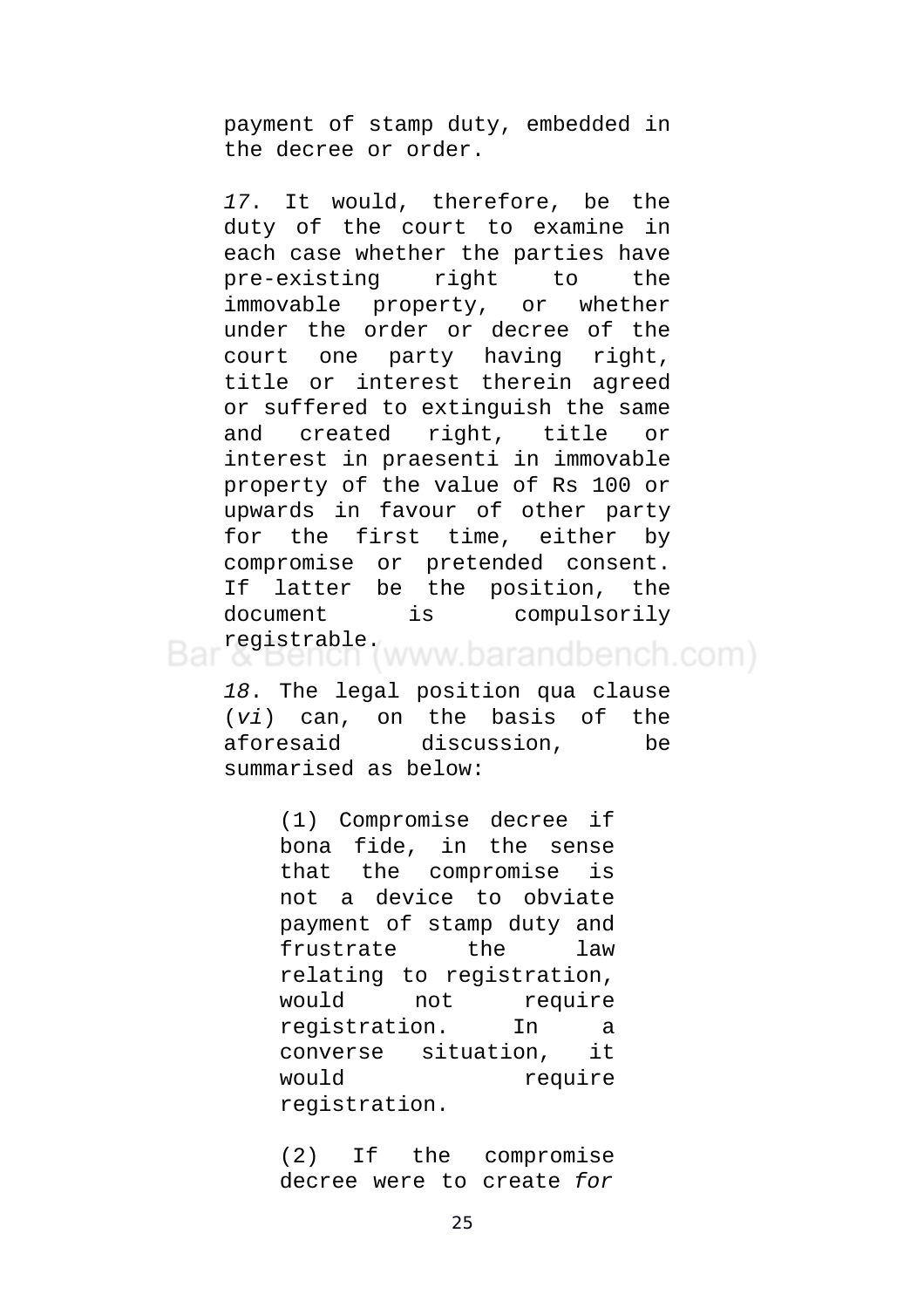payment of stamp duty, embedded in the decree or order.

*17*. It would, therefore, be the duty of the court to examine in each case whether the parties have pre-existing right to the immovable property, or whether under the order or decree of the court one party having right, title or interest therein agreed or suffered to extinguish the same and created right, title or interest in praesenti in immovable property of the value of Rs 100 or upwards in favour of other party for the first time, either by compromise or pretended consent. If latter be the position, the document is compulsorily registrable.

*18*. The legal position qua clause (*vi*) can, on the basis of the aforesaid discussion, be summarised as below:

> (1) Compromise decree if bona fide, in the sense that the compromise is not a device to obviate payment of stamp duty and frustrate the law relating to registration, would not require registration. In a converse situation, it would require registration.
>
> (2) If the compromise decree were to create *for*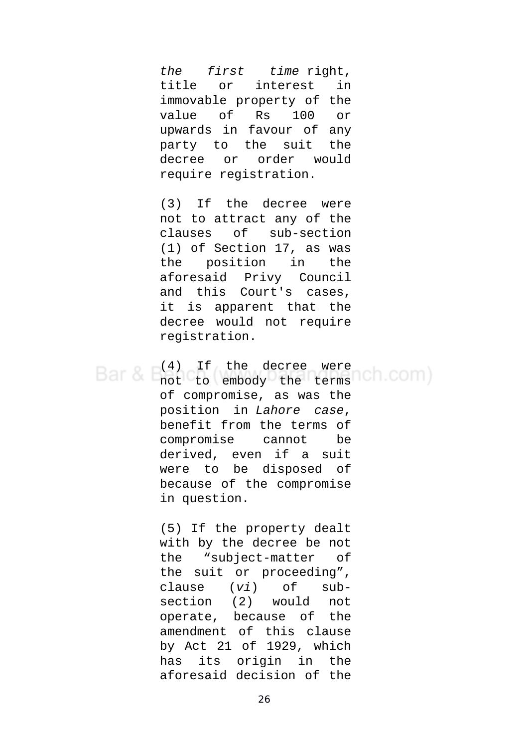*the first time* right, title or interest in immovable property of the value of Rs 100 or upwards in favour of any party to the suit the decree or order would require registration.

(3) If the decree were not to attract any of the clauses of sub-section (1) of Section 17, as was the position in the aforesaid Privy Council and this Court's cases, it is apparent that the decree would not require registration.

(4) If the decree were not to embody the terms of compromise, as was the position in *Lahore case*, benefit from the terms of compromise cannot be derived, even if a suit were to be disposed of because of the compromise in question.

(5) If the property dealt with by the decree be not the "subject-matter of the suit or proceeding", clause (*vi*) of sub-section (2) would not operate, because of the amendment of this clause by Act 21 of 1929, which has its origin in the aforesaid decision of the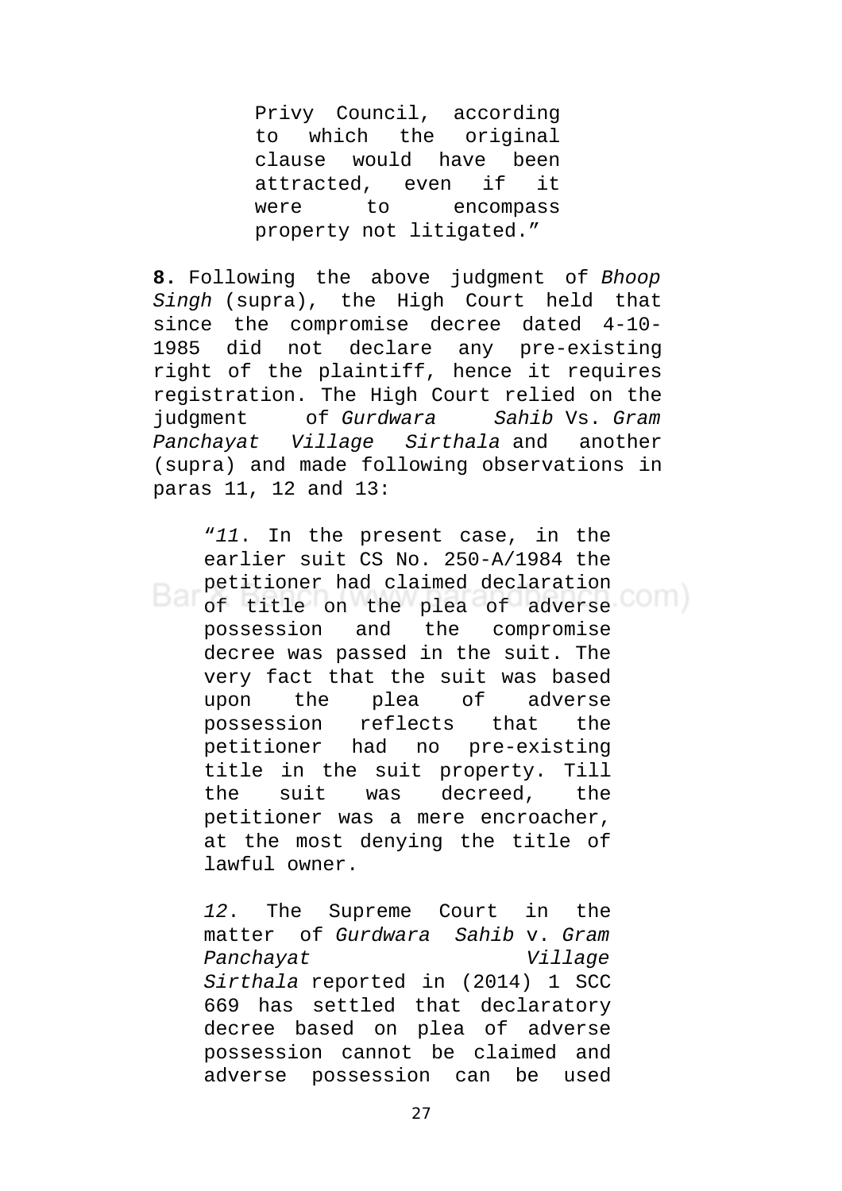> Privy Council, according to which the original clause would have been attracted, even if it were to encompass property not litigated."

**8.** Following the above judgment of *Bhoop Singh* (supra), the High Court held that since the compromise decree dated 4-10-1985 did not declare any pre-existing right of the plaintiff, hence it requires registration. The High Court relied on the judgment of *Gurdwara Sahib* Vs. *Gram Panchayat Village Sirthala* and another (supra) and made following observations in paras 11, 12 and 13:

> "*11*. In the present case, in the earlier suit CS No. 250-A/1984 the petitioner had claimed declaration of title on the plea of adverse possession and the compromise decree was passed in the suit. The very fact that the suit was based upon the plea of adverse possession reflects that the petitioner had no pre-existing title in the suit property. Till the suit was decreed, the petitioner was a mere encroacher, at the most denying the title of lawful owner.
>
> *12*. The Supreme Court in the matter of *Gurdwara Sahib* v. *Gram Panchayat Village Sirthala* reported in (2014) 1 SCC 669 has settled that declaratory decree based on plea of adverse possession cannot be claimed and adverse possession can be used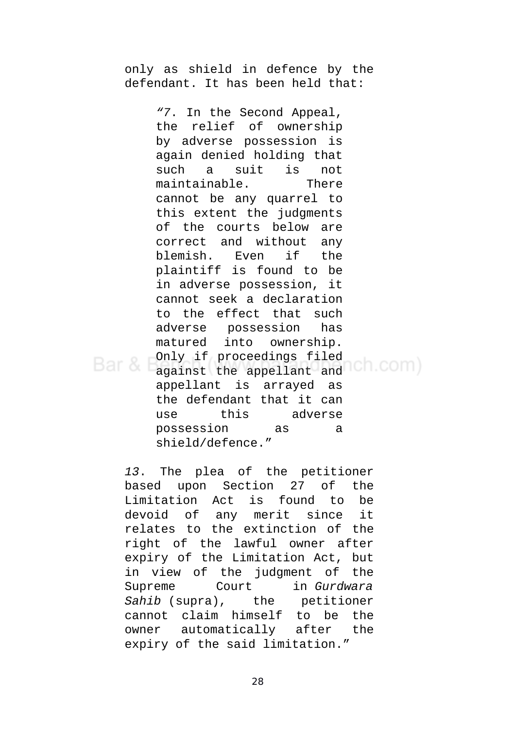only as shield in defence by the defendant. It has been held that:

> "7. In the Second Appeal, the relief of ownership by adverse possession is again denied holding that such a suit is not maintainable. There cannot be any quarrel to this extent the judgments of the courts below are correct and without any blemish. Even if the plaintiff is found to be in adverse possession, it cannot seek a declaration to the effect that such adverse possession has matured into ownership. Only if proceedings filed against the appellant and appellant is arrayed as the defendant that it can use this adverse possession as a shield/defence."

*13*. The plea of the petitioner based upon Section 27 of the Limitation Act is found to be devoid of any merit since it relates to the extinction of the right of the lawful owner after expiry of the Limitation Act, but in view of the judgment of the Supreme Court in *Gurdwara Sahib* (supra), the petitioner cannot claim himself to be the owner automatically after the expiry of the said limitation."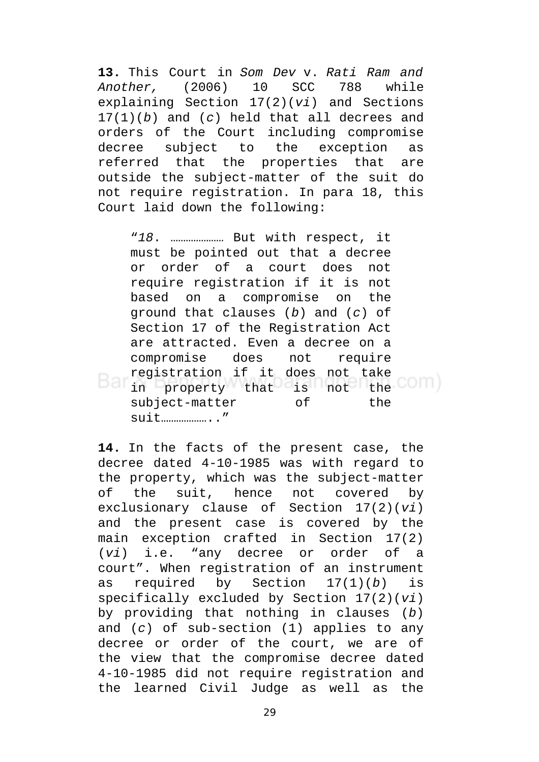**13.** This Court in *Som Dev* v. *Rati Ram and Another,* (2006) 10 SCC 788 while explaining Section 17(2)(*vi*) and Sections 17(1)(*b*) and (*c*) held that all decrees and orders of the Court including compromise decree subject to the exception as referred that the properties that are outside the subject-matter of the suit do not require registration. In para 18, this Court laid down the following:

> "*18*. ………………… But with respect, it must be pointed out that a decree or order of a court does not require registration if it is not based on a compromise on the ground that clauses (*b*) and (*c*) of Section 17 of the Registration Act are attracted. Even a decree on a compromise does not require registration if it does not take in property that is not the subject-matter of the suit……………….."

**14.** In the facts of the present case, the decree dated 4-10-1985 was with regard to the property, which was the subject-matter of the suit, hence not covered by exclusionary clause of Section 17(2)(*vi*) and the present case is covered by the main exception crafted in Section 17(2)(*vi*) i.e. "any decree or order of a court". When registration of an instrument as required by Section 17(1)(*b*) is specifically excluded by Section 17(2)(*vi*) by providing that nothing in clauses (*b*) and (*c*) of sub-section (1) applies to any decree or order of the court, we are of the view that the compromise decree dated 4-10-1985 did not require registration and the learned Civil Judge as well as the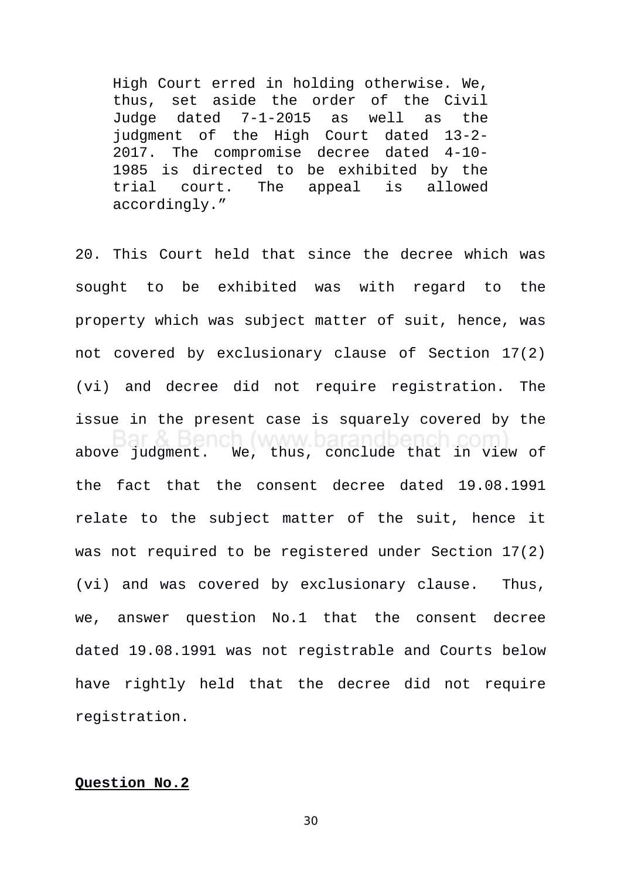> High Court erred in holding otherwise. We, thus, set aside the order of the Civil Judge dated 7-1-2015 as well as the judgment of the High Court dated 13-2-2017. The compromise decree dated 4-10-1985 is directed to be exhibited by the trial court. The appeal is allowed accordingly."

20. This Court held that since the decree which was sought to be exhibited was with regard to the property which was subject matter of suit, hence, was not covered by exclusionary clause of Section 17(2)(vi) and decree did not require registration. The issue in the present case is squarely covered by the above judgment. We, thus, conclude that in view of the fact that the consent decree dated 19.08.1991 relate to the subject matter of the suit, hence it was not required to be registered under Section 17(2)(vi) and was covered by exclusionary clause. Thus, we, answer question No.1 that the consent decree dated 19.08.1991 was not registrable and Courts below have rightly held that the decree did not require registration.

**Question No.2**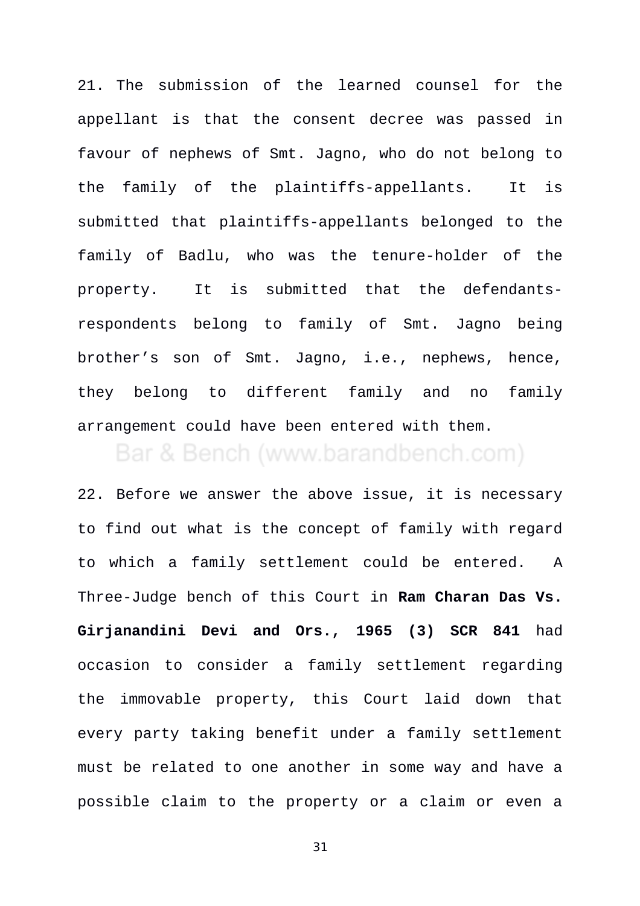21. The submission of the learned counsel for the appellant is that the consent decree was passed in favour of nephews of Smt. Jagno, who do not belong to the family of the plaintiffs-appellants. It is submitted that plaintiffs-appellants belonged to the family of Badlu, who was the tenure-holder of the property. It is submitted that the defendants-respondents belong to family of Smt. Jagno being brother's son of Smt. Jagno, i.e., nephews, hence, they belong to different family and no family arrangement could have been entered with them.

22. Before we answer the above issue, it is necessary to find out what is the concept of family with regard to which a family settlement could be entered. A Three-Judge bench of this Court in **Ram Charan Das Vs. Girjanandini Devi and Ors., 1965 (3) SCR 841** had occasion to consider a family settlement regarding the immovable property, this Court laid down that every party taking benefit under a family settlement must be related to one another in some way and have a possible claim to the property or a claim or even a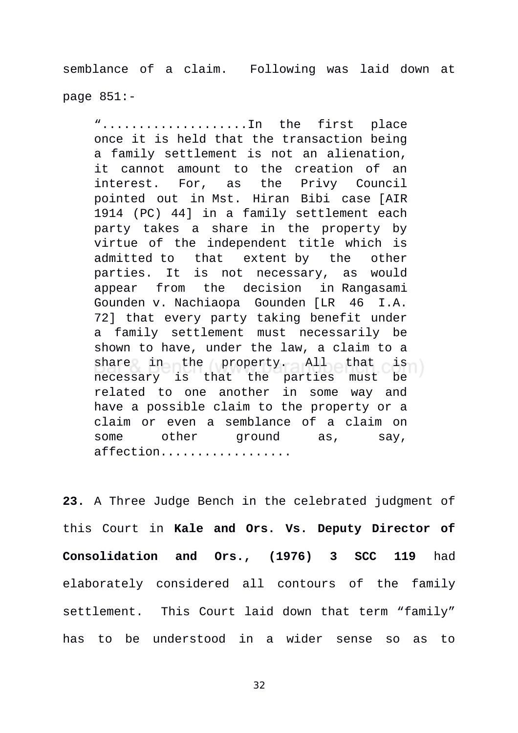semblance of a claim. Following was laid down at page 851:-

> "...................In the first place once it is held that the transaction being a family settlement is not an alienation, it cannot amount to the creation of an interest. For, as the Privy Council pointed out in Mst. Hiran Bibi case [AIR 1914 (PC) 44] in a family settlement each party takes a share in the property by virtue of the independent title which is admitted to that extent by the other parties. It is not necessary, as would appear from the decision in Rangasami Gounden v. Nachiaopa Gounden [LR 46 I.A. 72] that every party taking benefit under a family settlement must necessarily be shown to have, under the law, a claim to a share in the property. All that is necessary is that the parties must be related to one another in some way and have a possible claim to the property or a claim or even a semblance of a claim on some other ground as, say, affection.................

**23.** A Three Judge Bench in the celebrated judgment of this Court in **Kale and Ors. Vs. Deputy Director of Consolidation and Ors., (1976) 3 SCC 119** had elaborately considered all contours of the family settlement. This Court laid down that term "family" has to be understood in a wider sense so as to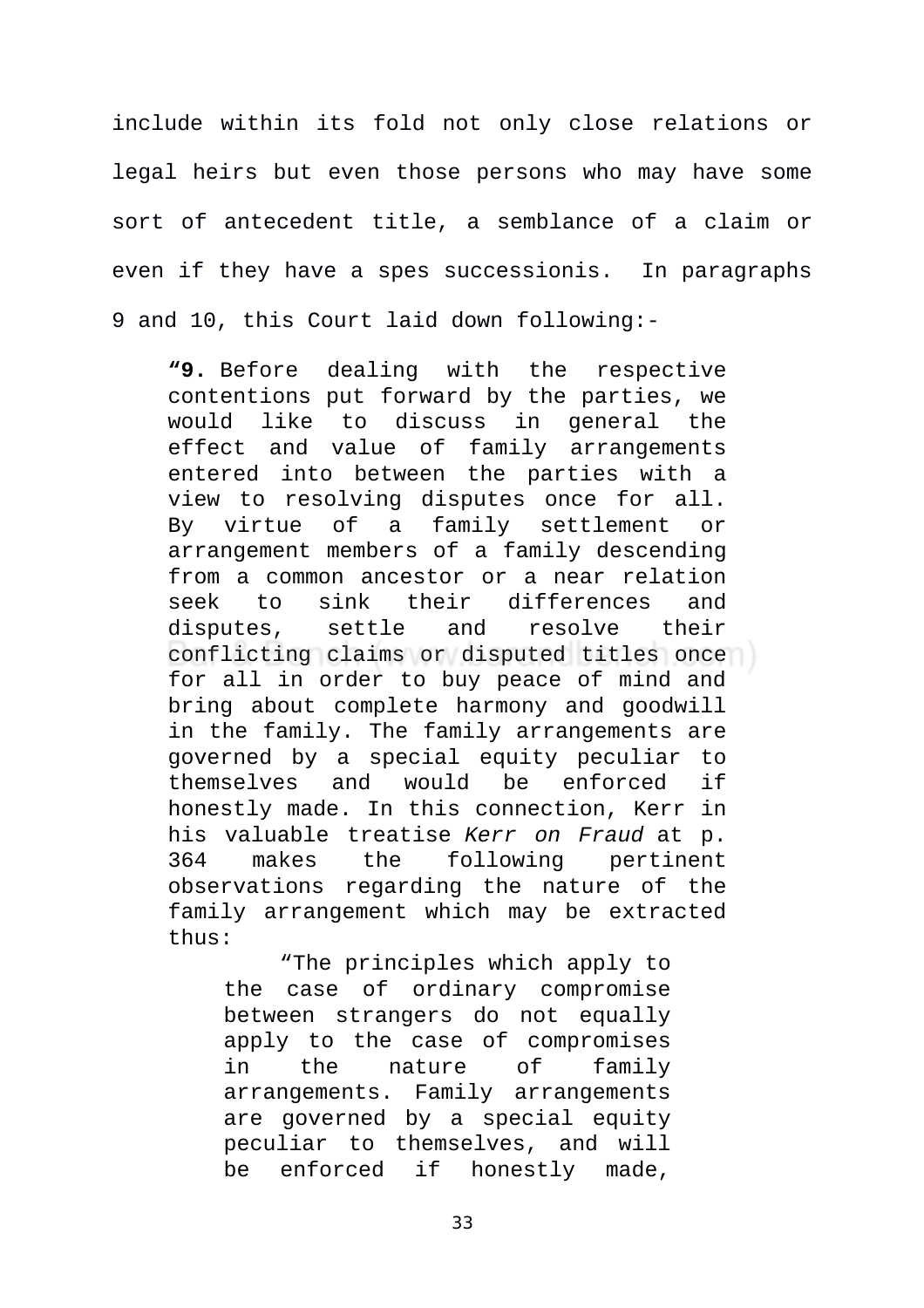include within its fold not only close relations or legal heirs but even those persons who may have some sort of antecedent title, a semblance of a claim or even if they have a spes successionis. In paragraphs 9 and 10, this Court laid down following:-

> **"9.** Before dealing with the respective contentions put forward by the parties, we would like to discuss in general the effect and value of family arrangements entered into between the parties with a view to resolving disputes once for all. By virtue of a family settlement or arrangement members of a family descending from a common ancestor or a near relation seek to sink their differences and disputes, settle and resolve their conflicting claims or disputed titles once for all in order to buy peace of mind and bring about complete harmony and goodwill in the family. The family arrangements are governed by a special equity peculiar to themselves and would be enforced if honestly made. In this connection, Kerr in his valuable treatise *Kerr on Fraud* at p. 364 makes the following pertinent observations regarding the nature of the family arrangement which may be extracted thus:
>
> > "The principles which apply to the case of ordinary compromise between strangers do not equally apply to the case of compromises in the nature of family arrangements. Family arrangements are governed by a special equity peculiar to themselves, and will be enforced if honestly made,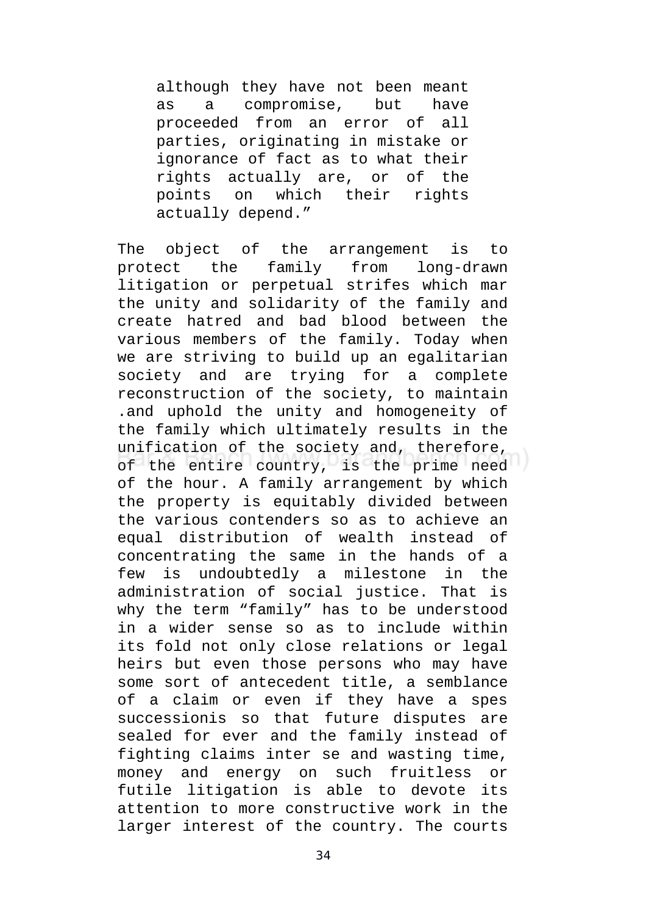> although they have not been meant as a compromise, but have proceeded from an error of all parties, originating in mistake or ignorance of fact as to what their rights actually are, or of the points on which their rights actually depend."

The object of the arrangement is to protect the family from long-drawn litigation or perpetual strifes which mar the unity and solidarity of the family and create hatred and bad blood between the various members of the family. Today when we are striving to build up an egalitarian society and are trying for a complete reconstruction of the society, to maintain .and uphold the unity and homogeneity of the family which ultimately results in the unification of the society and, therefore, of the entire country, is the prime need of the hour. A family arrangement by which the property is equitably divided between the various contenders so as to achieve an equal distribution of wealth instead of concentrating the same in the hands of a few is undoubtedly a milestone in the administration of social justice. That is why the term "family" has to be understood in a wider sense so as to include within its fold not only close relations or legal heirs but even those persons who may have some sort of antecedent title, a semblance of a claim or even if they have a spes successionis so that future disputes are sealed for ever and the family instead of fighting claims inter se and wasting time, money and energy on such fruitless or futile litigation is able to devote its attention to more constructive work in the larger interest of the country. The courts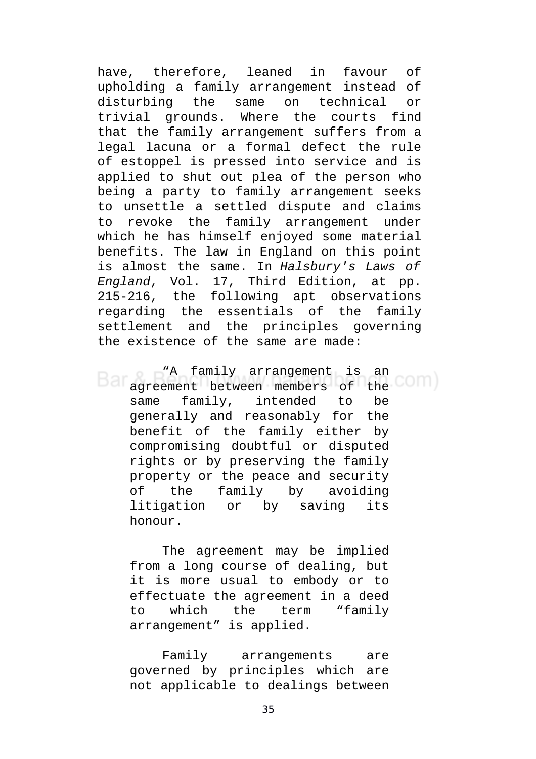have, therefore, leaned in favour of upholding a family arrangement instead of disturbing the same on technical or trivial grounds. Where the courts find that the family arrangement suffers from a legal lacuna or a formal defect the rule of estoppel is pressed into service and is applied to shut out plea of the person who being a party to family arrangement seeks to unsettle a settled dispute and claims to revoke the family arrangement under which he has himself enjoyed some material benefits. The law in England on this point is almost the same. In *Halsbury's Laws of England*, Vol. 17, Third Edition, at pp. 215-216, the following apt observations regarding the essentials of the family settlement and the principles governing the existence of the same are made:

> "A family arrangement is an agreement between members of the same family, intended to be generally and reasonably for the benefit of the family either by compromising doubtful or disputed rights or by preserving the family property or the peace and security of the family by avoiding litigation or by saving its honour.
>
> The agreement may be implied from a long course of dealing, but it is more usual to embody or to effectuate the agreement in a deed to which the term "family arrangement" is applied.
>
> Family arrangements are governed by principles which are not applicable to dealings between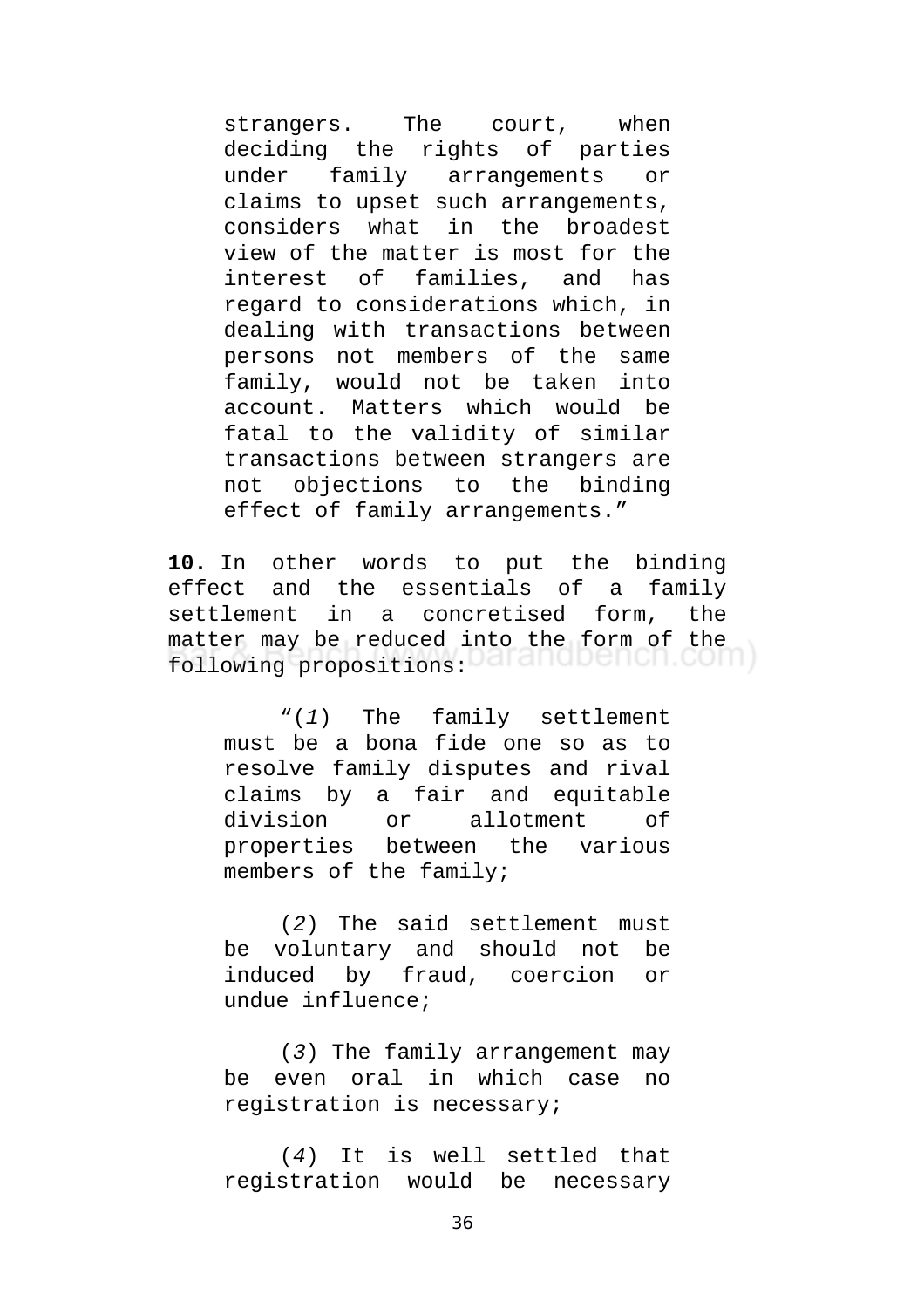> strangers. The court, when deciding the rights of parties under family arrangements or claims to upset such arrangements, considers what in the broadest view of the matter is most for the interest of families, and has regard to considerations which, in dealing with transactions between persons not members of the same family, would not be taken into account. Matters which would be fatal to the validity of similar transactions between strangers are not objections to the binding effect of family arrangements."

**10.** In other words to put the binding effect and the essentials of a family settlement in a concretised form, the matter may be reduced into the form of the following propositions:

> "(*1*) The family settlement must be a bona fide one so as to resolve family disputes and rival claims by a fair and equitable division or allotment of properties between the various members of the family;
>
> (*2*) The said settlement must be voluntary and should not be induced by fraud, coercion or undue influence;
>
> (*3*) The family arrangement may be even oral in which case no registration is necessary;
>
> (*4*) It is well settled that registration would be necessary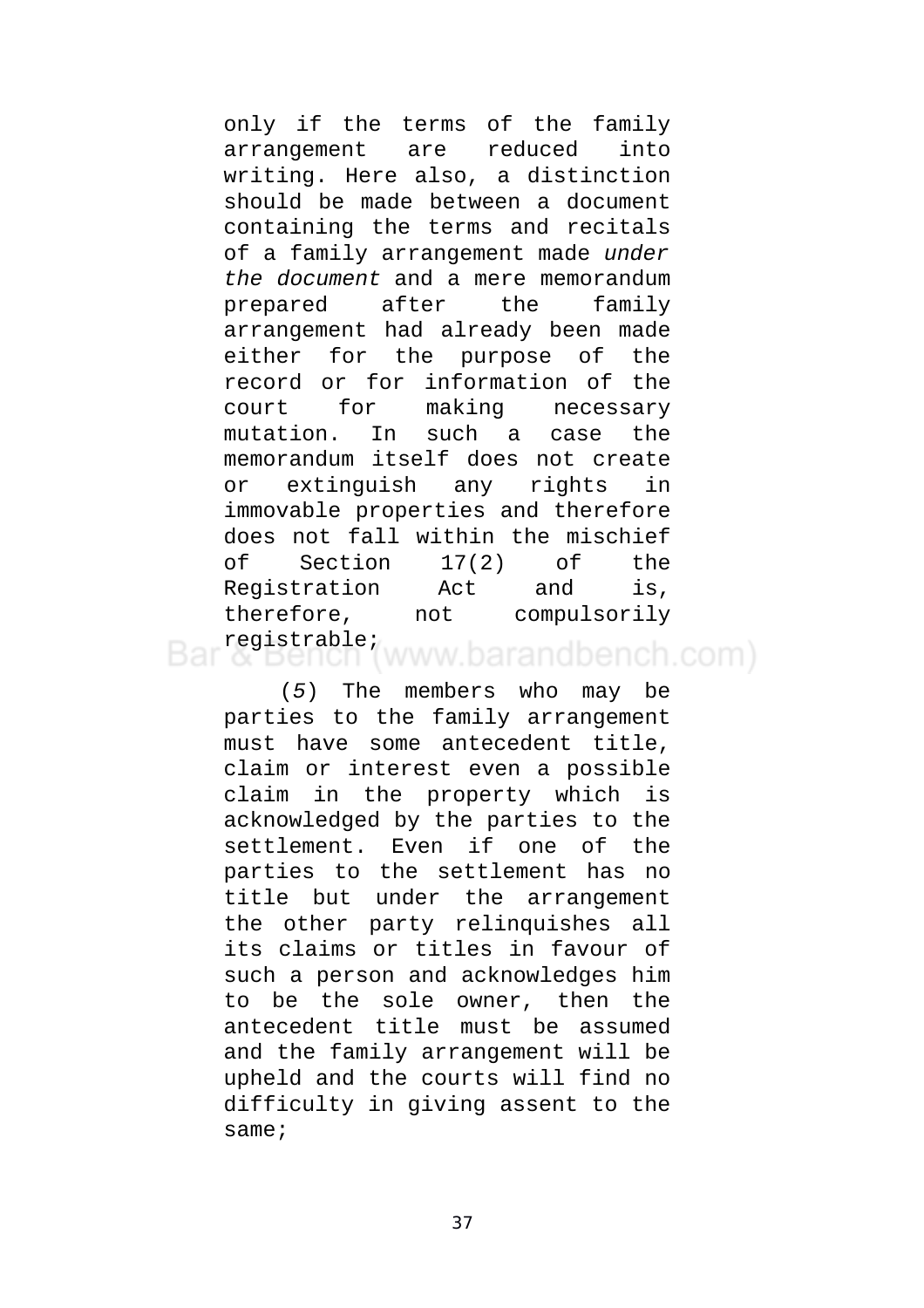only if the terms of the family arrangement are reduced into writing. Here also, a distinction should be made between a document containing the terms and recitals of a family arrangement made *under the document* and a mere memorandum prepared after the family arrangement had already been made either for the purpose of the record or for information of the court for making necessary mutation. In such a case the memorandum itself does not create or extinguish any rights in immovable properties and therefore does not fall within the mischief of Section 17(2) of the Registration Act and is, therefore, not compulsorily registrable;

(*5*) The members who may be parties to the family arrangement must have some antecedent title, claim or interest even a possible claim in the property which is acknowledged by the parties to the settlement. Even if one of the parties to the settlement has no title but under the arrangement the other party relinquishes all its claims or titles in favour of such a person and acknowledges him to be the sole owner, then the antecedent title must be assumed and the family arrangement will be upheld and the courts will find no difficulty in giving assent to the same;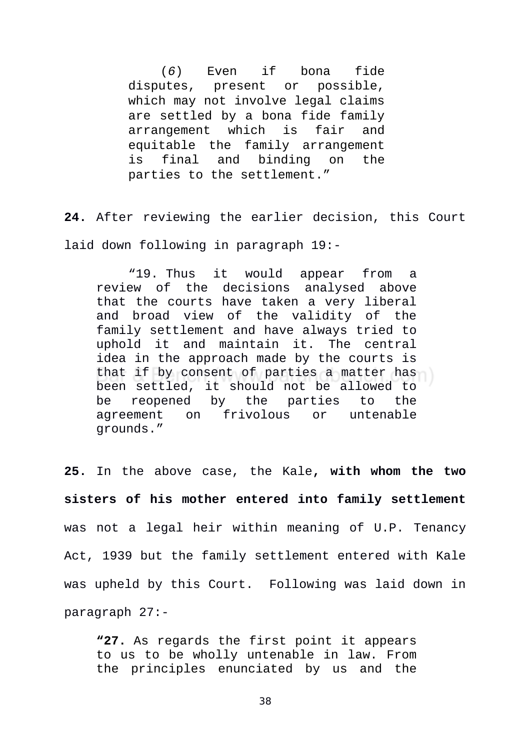> (*6*) Even if bona fide disputes, present or possible, which may not involve legal claims are settled by a bona fide family arrangement which is fair and equitable the family arrangement is final and binding on the parties to the settlement.”

**24.** After reviewing the earlier decision, this Court laid down following in paragraph 19:-

> “19. Thus it would appear from a review of the decisions analysed above that the courts have taken a very liberal and broad view of the validity of the family settlement and have always tried to uphold it and maintain it. The central idea in the approach made by the courts is that if by consent of parties a matter has been settled, it should not be allowed to be reopened by the parties to the agreement on frivolous or untenable grounds.”

**25.** In the above case, the Kale**, with whom the two sisters of his mother entered into family settlement** was not a legal heir within meaning of U.P. Tenancy Act, 1939 but the family settlement entered with Kale was upheld by this Court. Following was laid down in paragraph 27:-

> **“27.** As regards the first point it appears to us to be wholly untenable in law. From the principles enunciated by us and the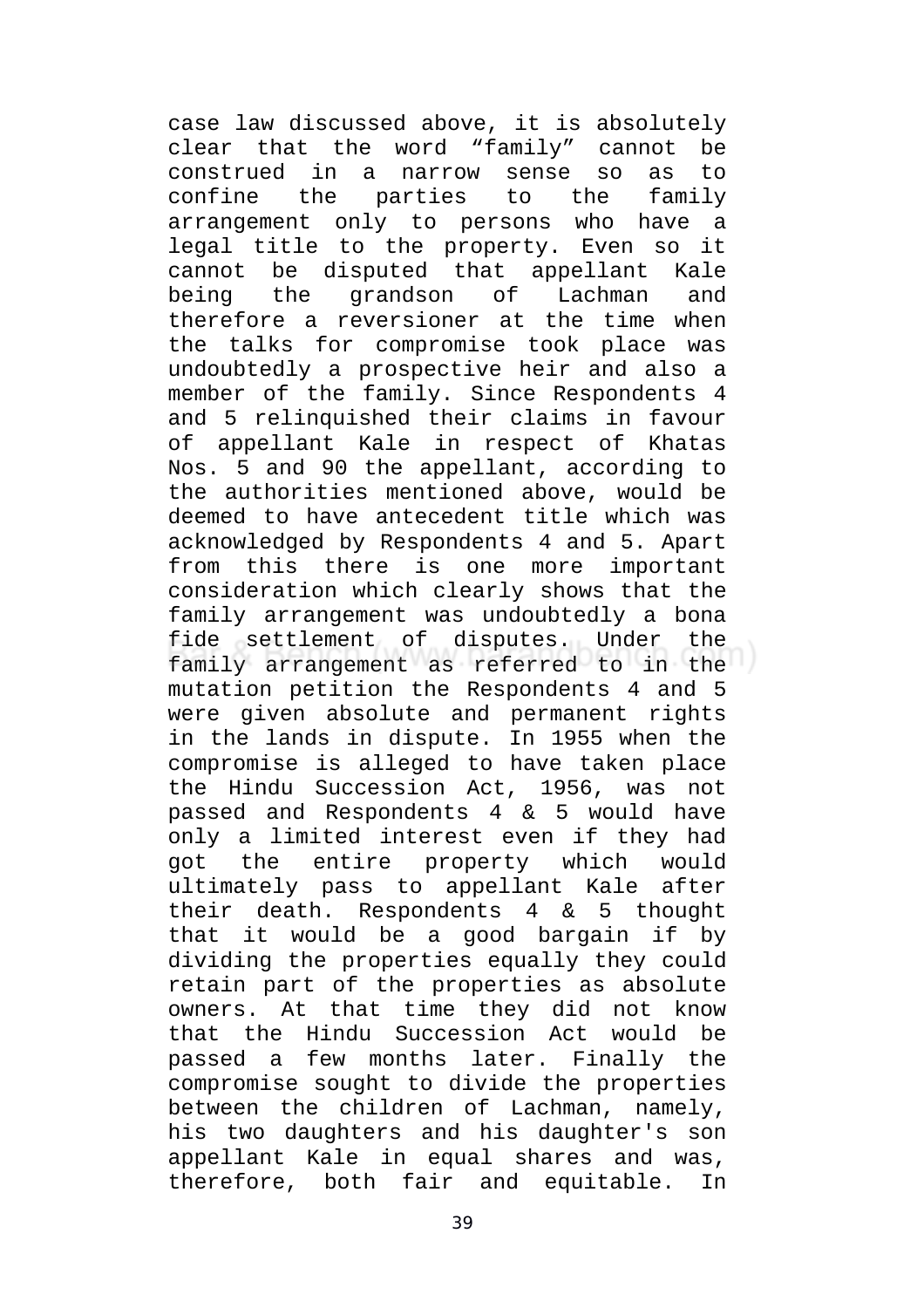case law discussed above, it is absolutely clear that the word "family" cannot be construed in a narrow sense so as to confine the parties to the family arrangement only to persons who have a legal title to the property. Even so it cannot be disputed that appellant Kale being the grandson of Lachman and therefore a reversioner at the time when the talks for compromise took place was undoubtedly a prospective heir and also a member of the family. Since Respondents 4 and 5 relinquished their claims in favour of appellant Kale in respect of Khatas Nos. 5 and 90 the appellant, according to the authorities mentioned above, would be deemed to have antecedent title which was acknowledged by Respondents 4 and 5. Apart from this there is one more important consideration which clearly shows that the family arrangement was undoubtedly a bona fide settlement of disputes. Under the family arrangement as referred to in the mutation petition the Respondents 4 and 5 were given absolute and permanent rights in the lands in dispute. In 1955 when the compromise is alleged to have taken place the Hindu Succession Act, 1956, was not passed and Respondents 4 & 5 would have only a limited interest even if they had got the entire property which would ultimately pass to appellant Kale after their death. Respondents 4 & 5 thought that it would be a good bargain if by dividing the properties equally they could retain part of the properties as absolute owners. At that time they did not know that the Hindu Succession Act would be passed a few months later. Finally the compromise sought to divide the properties between the children of Lachman, namely, his two daughters and his daughter's son appellant Kale in equal shares and was, therefore, both fair and equitable. In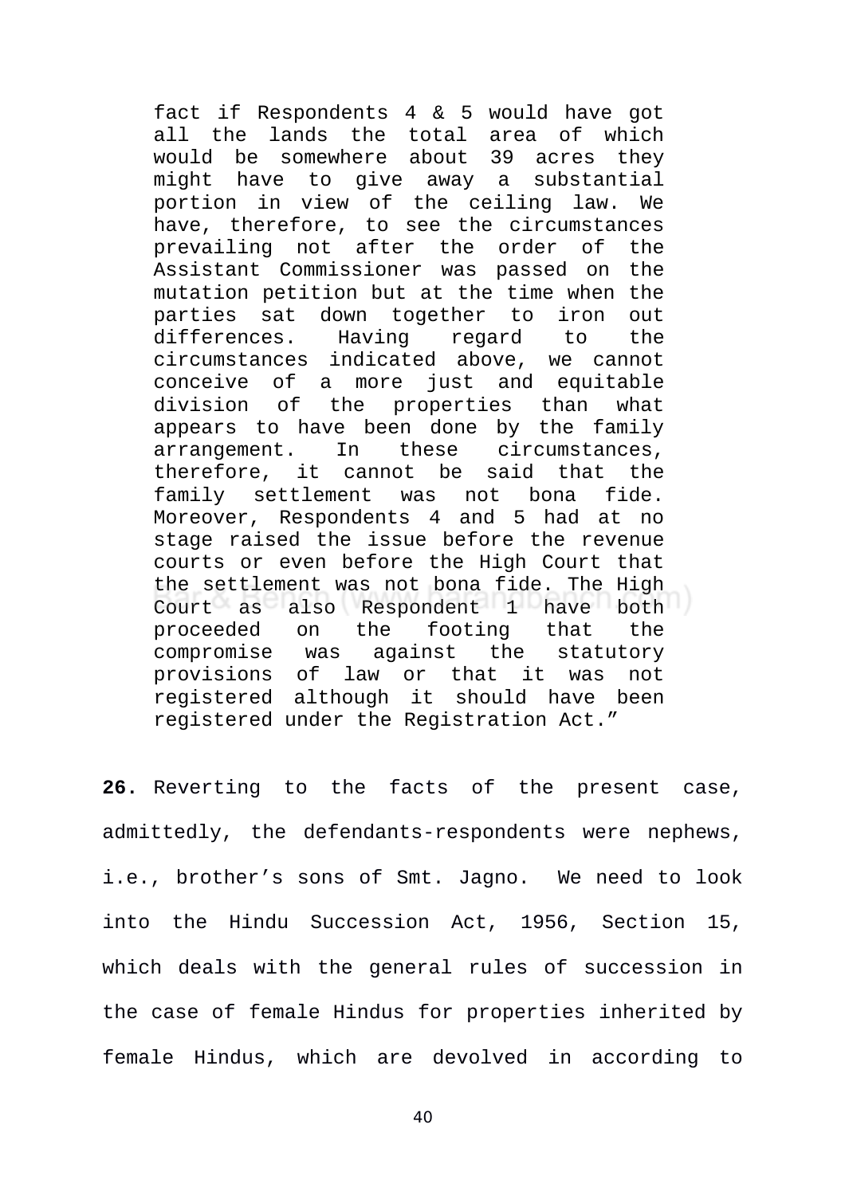> fact if Respondents 4 & 5 would have got all the lands the total area of which would be somewhere about 39 acres they might have to give away a substantial portion in view of the ceiling law. We have, therefore, to see the circumstances prevailing not after the order of the Assistant Commissioner was passed on the mutation petition but at the time when the parties sat down together to iron out differences. Having regard to the circumstances indicated above, we cannot conceive of a more just and equitable division of the properties than what appears to have been done by the family arrangement. In these circumstances, therefore, it cannot be said that the family settlement was not bona fide. Moreover, Respondents 4 and 5 had at no stage raised the issue before the revenue courts or even before the High Court that the settlement was not bona fide. The High Court as also Respondent 1 have both proceeded on the footing that the compromise was against the statutory provisions of law or that it was not registered although it should have been registered under the Registration Act."

**26.** Reverting to the facts of the present case, admittedly, the defendants-respondents were nephews, i.e., brother's sons of Smt. Jagno. We need to look into the Hindu Succession Act, 1956, Section 15, which deals with the general rules of succession in the case of female Hindus for properties inherited by female Hindus, which are devolved in according to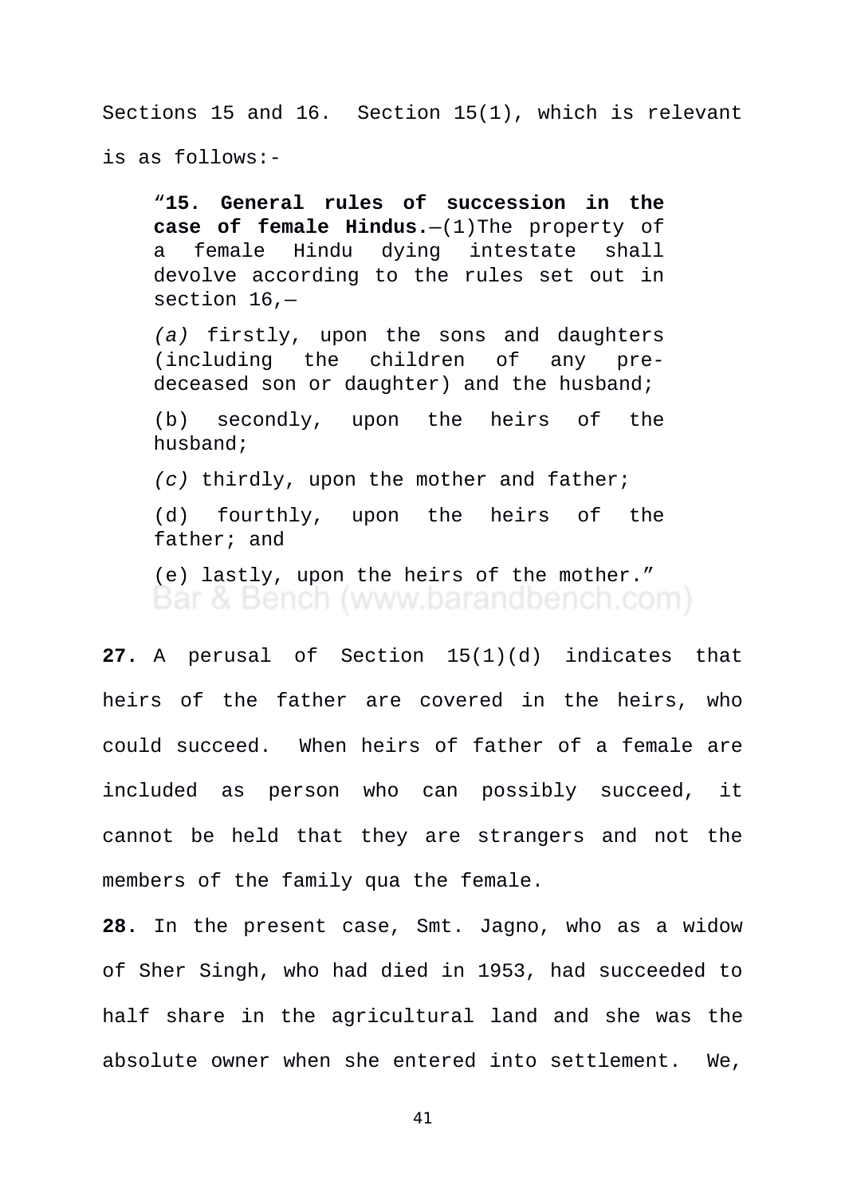Sections 15 and 16. Section 15(1), which is relevant is as follows:-

> "**15. General rules of succession in the case of female Hindus.**—(1)The property of a female Hindu dying intestate shall devolve according to the rules set out in section 16,—
>
> *(a)* firstly, upon the sons and daughters (including the children of any pre-deceased son or daughter) and the husband;
>
> (b) secondly, upon the heirs of the husband;
>
> *(c)* thirdly, upon the mother and father;
>
> (d) fourthly, upon the heirs of the father; and
>
> (e) lastly, upon the heirs of the mother."

**27.** A perusal of Section 15(1)(d) indicates that heirs of the father are covered in the heirs, who could succeed. When heirs of father of a female are included as person who can possibly succeed, it cannot be held that they are strangers and not the members of the family qua the female.

**28.** In the present case, Smt. Jagno, who as a widow of Sher Singh, who had died in 1953, had succeeded to half share in the agricultural land and she was the absolute owner when she entered into settlement. We,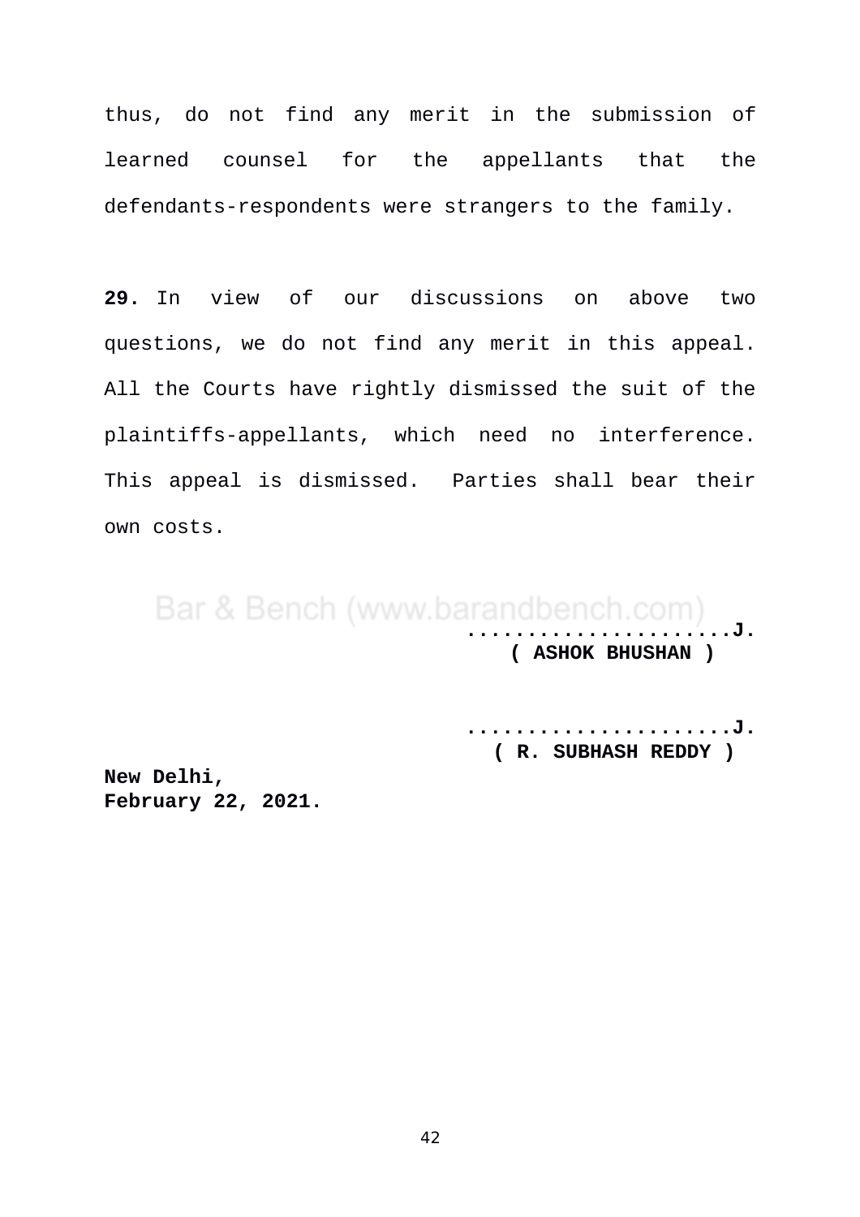thus, do not find any merit in the submission of learned counsel for the appellants that the defendants-respondents were strangers to the family.

**29.** In view of our discussions on above two questions, we do not find any merit in this appeal. All the Courts have rightly dismissed the suit of the plaintiffs-appellants, which need no interference. This appeal is dismissed. Parties shall bear their own costs.

**......................J.**
**( ASHOK BHUSHAN )**

**......................J.**
**( R. SUBHASH REDDY )**

**New Delhi,**
**February 22, 2021.**